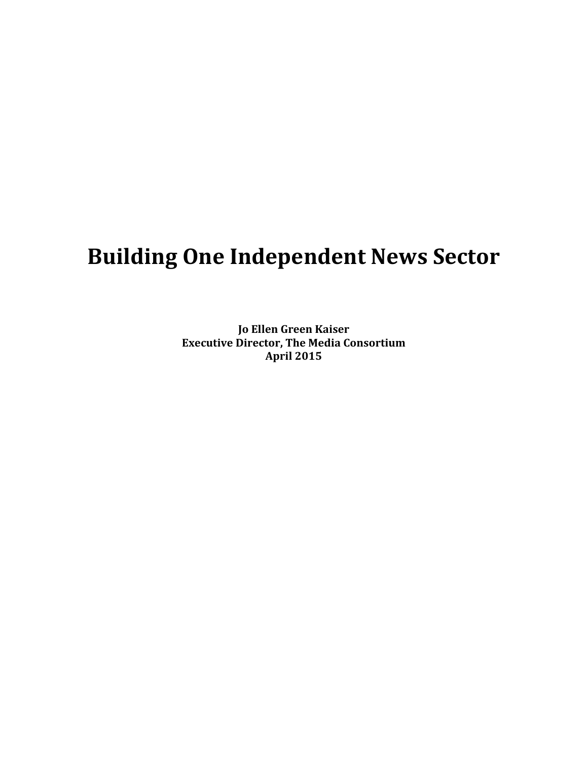# Building One Independent News Sector

**Jo Ellen Green Kaiser**
**Executive Director, The Media Consortium**
**April 2015**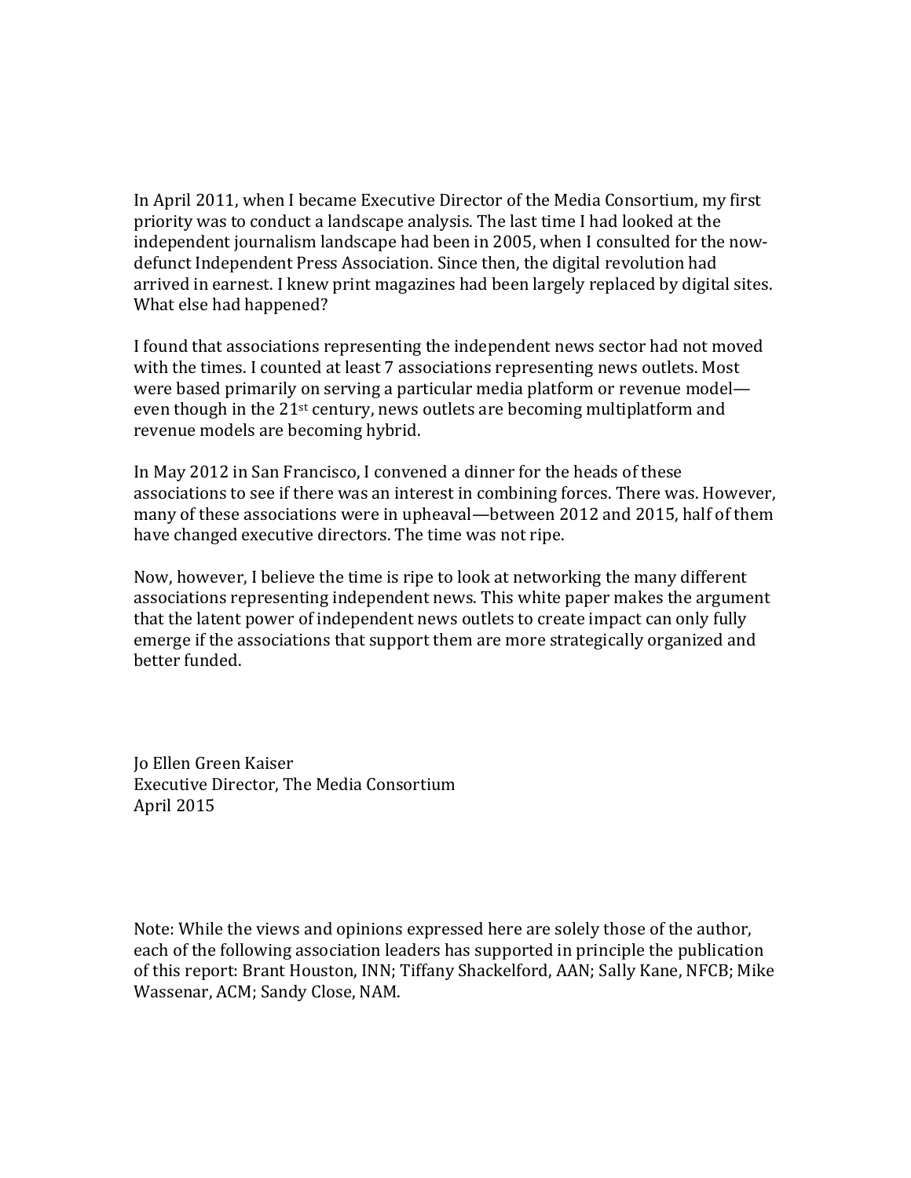In April 2011, when I became Executive Director of the Media Consortium, my first priority was to conduct a landscape analysis. The last time I had looked at the independent journalism landscape had been in 2005, when I consulted for the now-defunct Independent Press Association. Since then, the digital revolution had arrived in earnest. I knew print magazines had been largely replaced by digital sites. What else had happened?

I found that associations representing the independent news sector had not moved with the times. I counted at least 7 associations representing news outlets. Most were based primarily on serving a particular media platform or revenue model—even though in the 21st century, news outlets are becoming multiplatform and revenue models are becoming hybrid.

In May 2012 in San Francisco, I convened a dinner for the heads of these associations to see if there was an interest in combining forces. There was. However, many of these associations were in upheaval—between 2012 and 2015, half of them have changed executive directors. The time was not ripe.

Now, however, I believe the time is ripe to look at networking the many different associations representing independent news. This white paper makes the argument that the latent power of independent news outlets to create impact can only fully emerge if the associations that support them are more strategically organized and better funded.

Jo Ellen Green Kaiser
Executive Director, The Media Consortium
April 2015

Note: While the views and opinions expressed here are solely those of the author, each of the following association leaders has supported in principle the publication of this report: Brant Houston, INN; Tiffany Shackelford, AAN; Sally Kane, NFCB; Mike Wassenar, ACM; Sandy Close, NAM.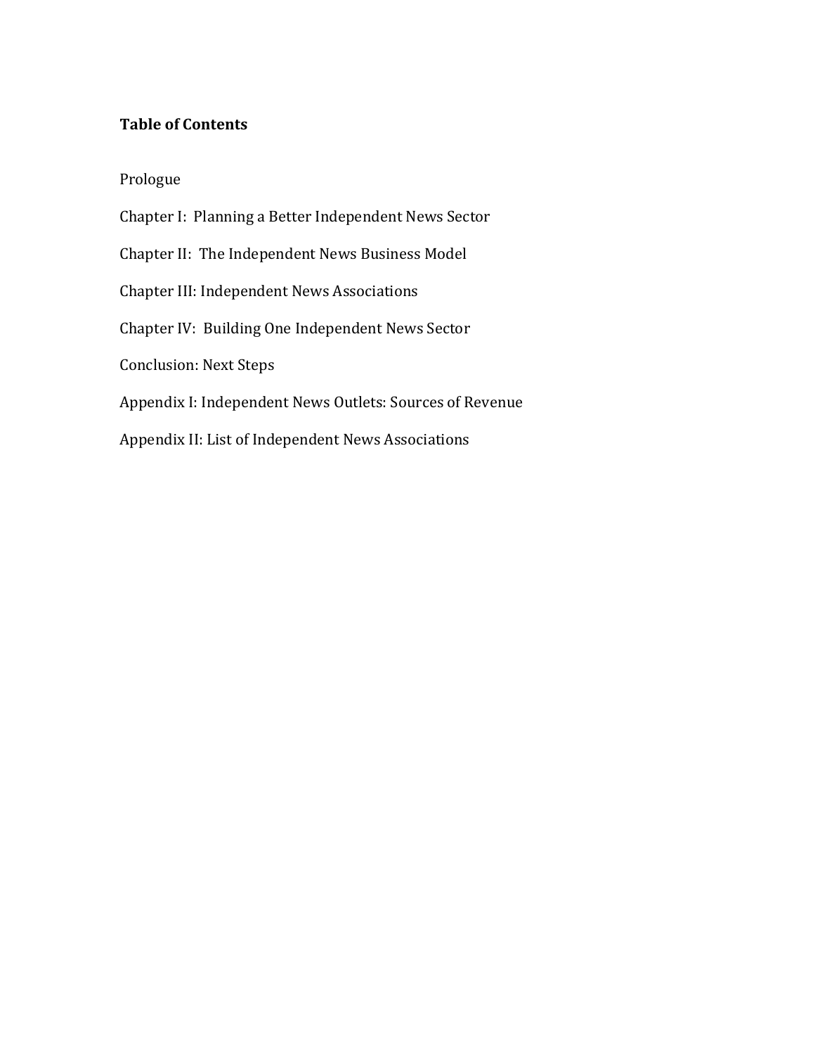**Table of Contents**

Prologue

Chapter I: Planning a Better Independent News Sector

Chapter II: The Independent News Business Model

Chapter III: Independent News Associations

Chapter IV: Building One Independent News Sector

Conclusion: Next Steps

Appendix I: Independent News Outlets: Sources of Revenue

Appendix II: List of Independent News Associations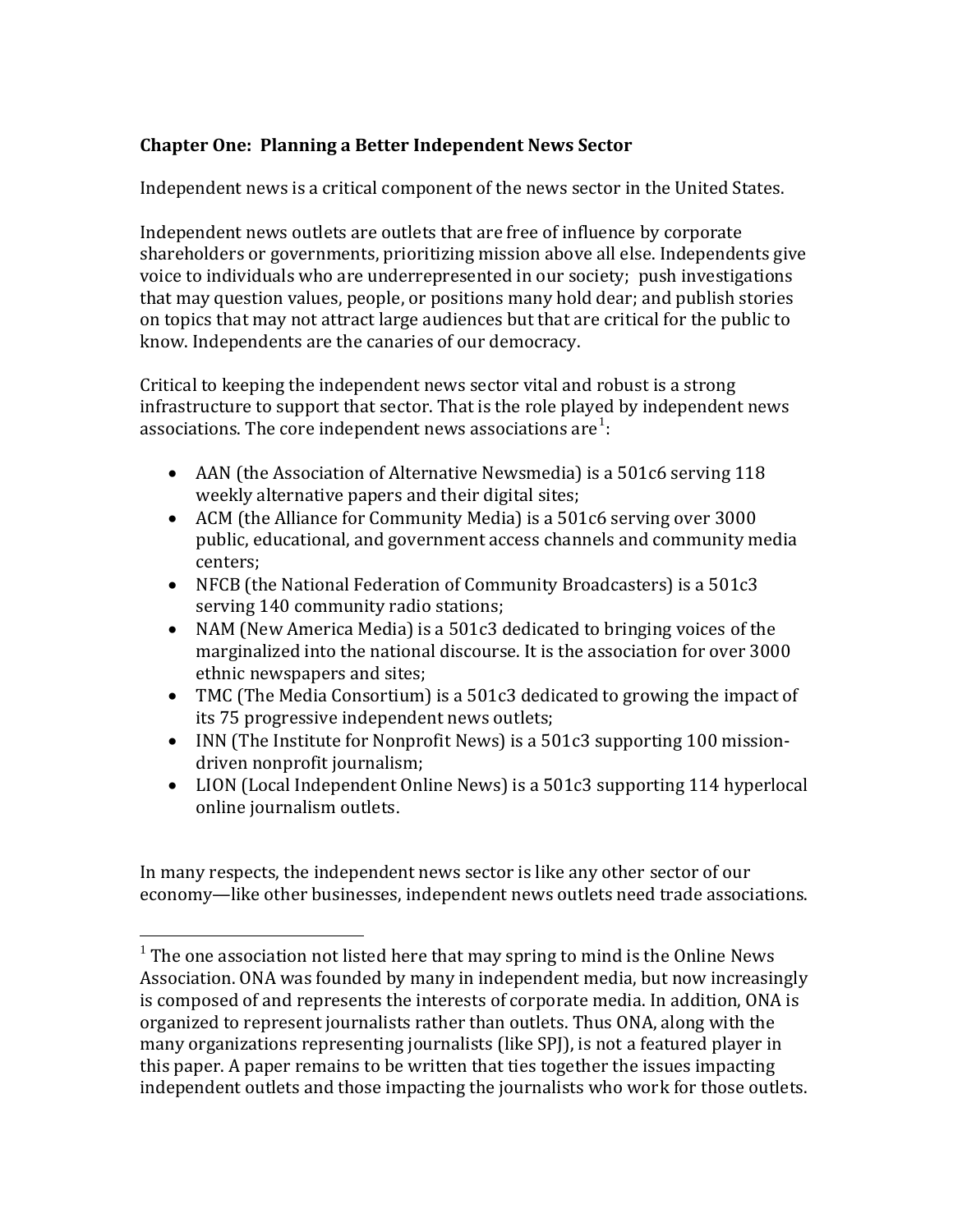## Chapter One: Planning a Better Independent News Sector

Independent news is a critical component of the news sector in the United States.

Independent news outlets are outlets that are free of influence by corporate shareholders or governments, prioritizing mission above all else. Independents give voice to individuals who are underrepresented in our society; push investigations that may question values, people, or positions many hold dear; and publish stories on topics that may not attract large audiences but that are critical for the public to know. Independents are the canaries of our democracy.

Critical to keeping the independent news sector vital and robust is a strong infrastructure to support that sector. That is the role played by independent news associations. The core independent news associations are[1]:

- AAN (the Association of Alternative Newsmedia) is a 501c6 serving 118 weekly alternative papers and their digital sites;
- ACM (the Alliance for Community Media) is a 501c6 serving over 3000 public, educational, and government access channels and community media centers;
- NFCB (the National Federation of Community Broadcasters) is a 501c3 serving 140 community radio stations;
- NAM (New America Media) is a 501c3 dedicated to bringing voices of the marginalized into the national discourse. It is the association for over 3000 ethnic newspapers and sites;
- TMC (The Media Consortium) is a 501c3 dedicated to growing the impact of its 75 progressive independent news outlets;
- INN (The Institute for Nonprofit News) is a 501c3 supporting 100 mission-driven nonprofit journalism;
- LION (Local Independent Online News) is a 501c3 supporting 114 hyperlocal online journalism outlets.

In many respects, the independent news sector is like any other sector of our economy—like other businesses, independent news outlets need trade associations.

[1] The one association not listed here that may spring to mind is the Online News Association. ONA was founded by many in independent media, but now increasingly is composed of and represents the interests of corporate media. In addition, ONA is organized to represent journalists rather than outlets. Thus ONA, along with the many organizations representing journalists (like SPJ), is not a featured player in this paper. A paper remains to be written that ties together the issues impacting independent outlets and those impacting the journalists who work for those outlets.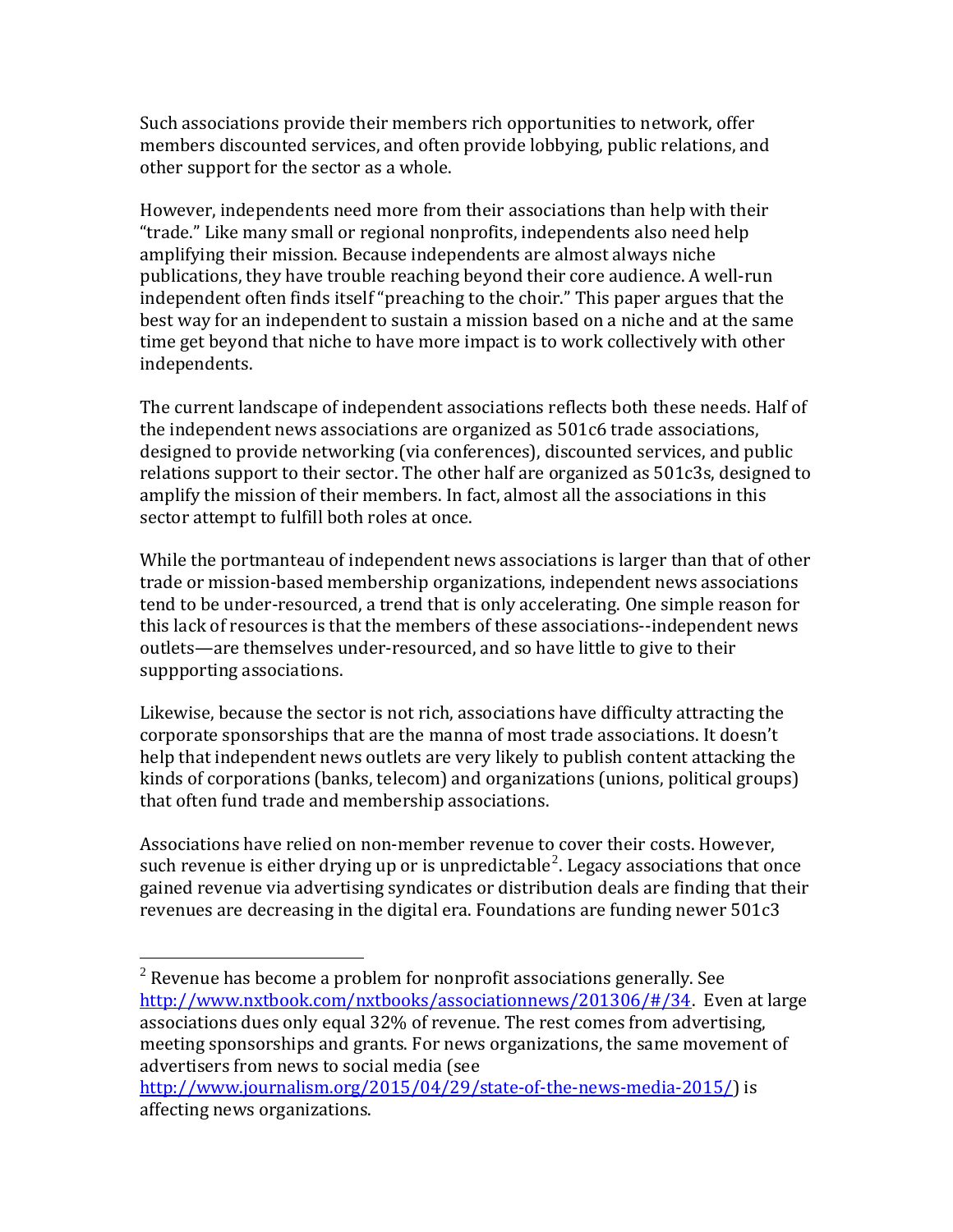Such associations provide their members rich opportunities to network, offer members discounted services, and often provide lobbying, public relations, and other support for the sector as a whole.

However, independents need more from their associations than help with their "trade." Like many small or regional nonprofits, independents also need help amplifying their mission. Because independents are almost always niche publications, they have trouble reaching beyond their core audience. A well-run independent often finds itself "preaching to the choir." This paper argues that the best way for an independent to sustain a mission based on a niche and at the same time get beyond that niche to have more impact is to work collectively with other independents.

The current landscape of independent associations reflects both these needs. Half of the independent news associations are organized as 501c6 trade associations, designed to provide networking (via conferences), discounted services, and public relations support to their sector. The other half are organized as 501c3s, designed to amplify the mission of their members. In fact, almost all the associations in this sector attempt to fulfill both roles at once.

While the portmanteau of independent news associations is larger than that of other trade or mission-based membership organizations, independent news associations tend to be under-resourced, a trend that is only accelerating. One simple reason for this lack of resources is that the members of these associations--independent news outlets—are themselves under-resourced, and so have little to give to their suppporting associations.

Likewise, because the sector is not rich, associations have difficulty attracting the corporate sponsorships that are the manna of most trade associations. It doesn't help that independent news outlets are very likely to publish content attacking the kinds of corporations (banks, telecom) and organizations (unions, political groups) that often fund trade and membership associations.

Associations have relied on non-member revenue to cover their costs. However, such revenue is either drying up or is unpredictable[2]. Legacy associations that once gained revenue via advertising syndicates or distribution deals are finding that their revenues are decreasing in the digital era. Foundations are funding newer 501c3

---

[2] Revenue has become a problem for nonprofit associations generally. See http://www.nxtbook.com/nxtbooks/associationnews/201306/#/34. Even at large associations dues only equal 32% of revenue. The rest comes from advertising, meeting sponsorships and grants. For news organizations, the same movement of advertisers from news to social media (see http://www.journalism.org/2015/04/29/state-of-the-news-media-2015/) is affecting news organizations.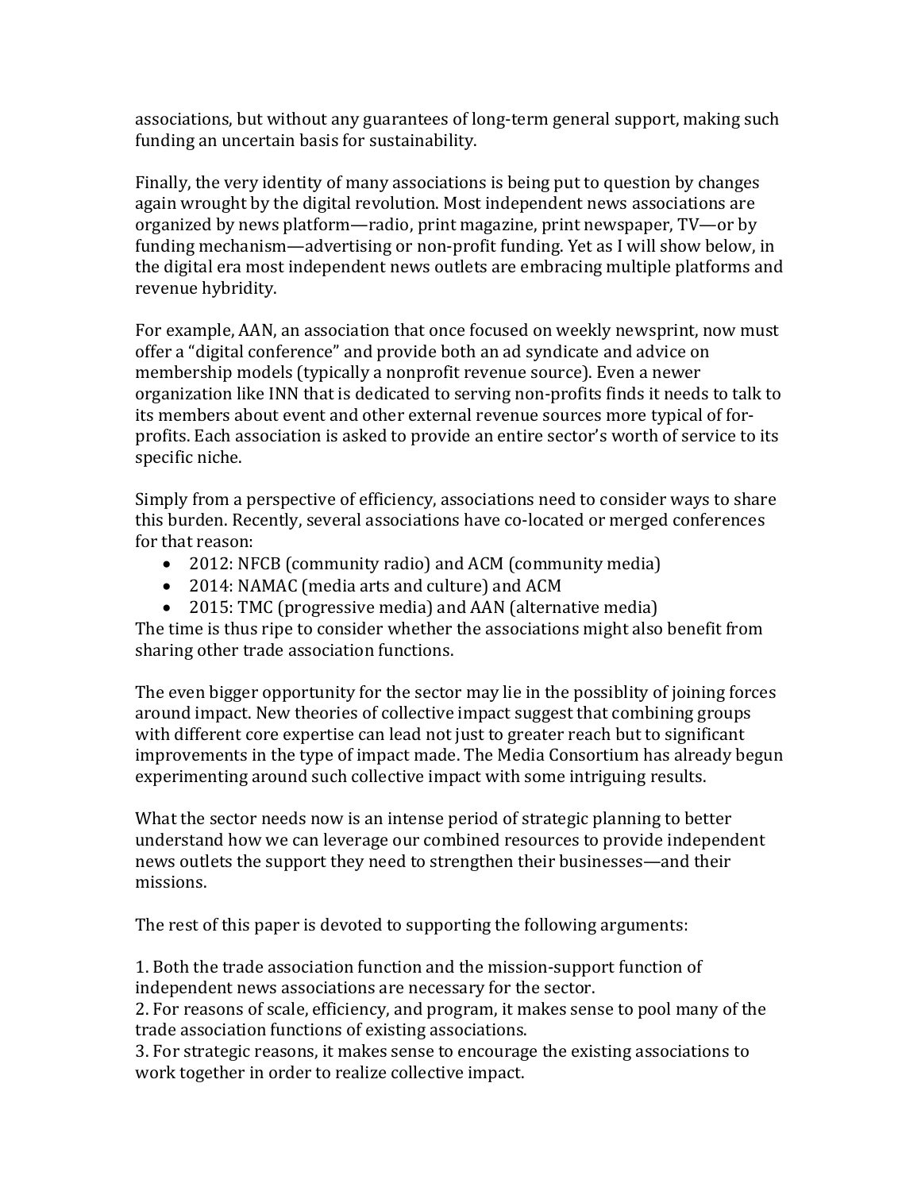associations, but without any guarantees of long-term general support, making such funding an uncertain basis for sustainability.

Finally, the very identity of many associations is being put to question by changes again wrought by the digital revolution. Most independent news associations are organized by news platform—radio, print magazine, print newspaper, TV—or by funding mechanism—advertising or non-profit funding. Yet as I will show below, in the digital era most independent news outlets are embracing multiple platforms and revenue hybridity.

For example, AAN, an association that once focused on weekly newsprint, now must offer a "digital conference" and provide both an ad syndicate and advice on membership models (typically a nonprofit revenue source). Even a newer organization like INN that is dedicated to serving non-profits finds it needs to talk to its members about event and other external revenue sources more typical of for-profits. Each association is asked to provide an entire sector's worth of service to its specific niche.

Simply from a perspective of efficiency, associations need to consider ways to share this burden. Recently, several associations have co-located or merged conferences for that reason:

- 2012: NFCB (community radio) and ACM (community media)
- 2014: NAMAC (media arts and culture) and ACM
- 2015: TMC (progressive media) and AAN (alternative media)

The time is thus ripe to consider whether the associations might also benefit from sharing other trade association functions.

The even bigger opportunity for the sector may lie in the possiblity of joining forces around impact. New theories of collective impact suggest that combining groups with different core expertise can lead not just to greater reach but to significant improvements in the type of impact made. The Media Consortium has already begun experimenting around such collective impact with some intriguing results.

What the sector needs now is an intense period of strategic planning to better understand how we can leverage our combined resources to provide independent news outlets the support they need to strengthen their businesses—and their missions.

The rest of this paper is devoted to supporting the following arguments:

1. Both the trade association function and the mission-support function of independent news associations are necessary for the sector.
2. For reasons of scale, efficiency, and program, it makes sense to pool many of the trade association functions of existing associations.
3. For strategic reasons, it makes sense to encourage the existing associations to work together in order to realize collective impact.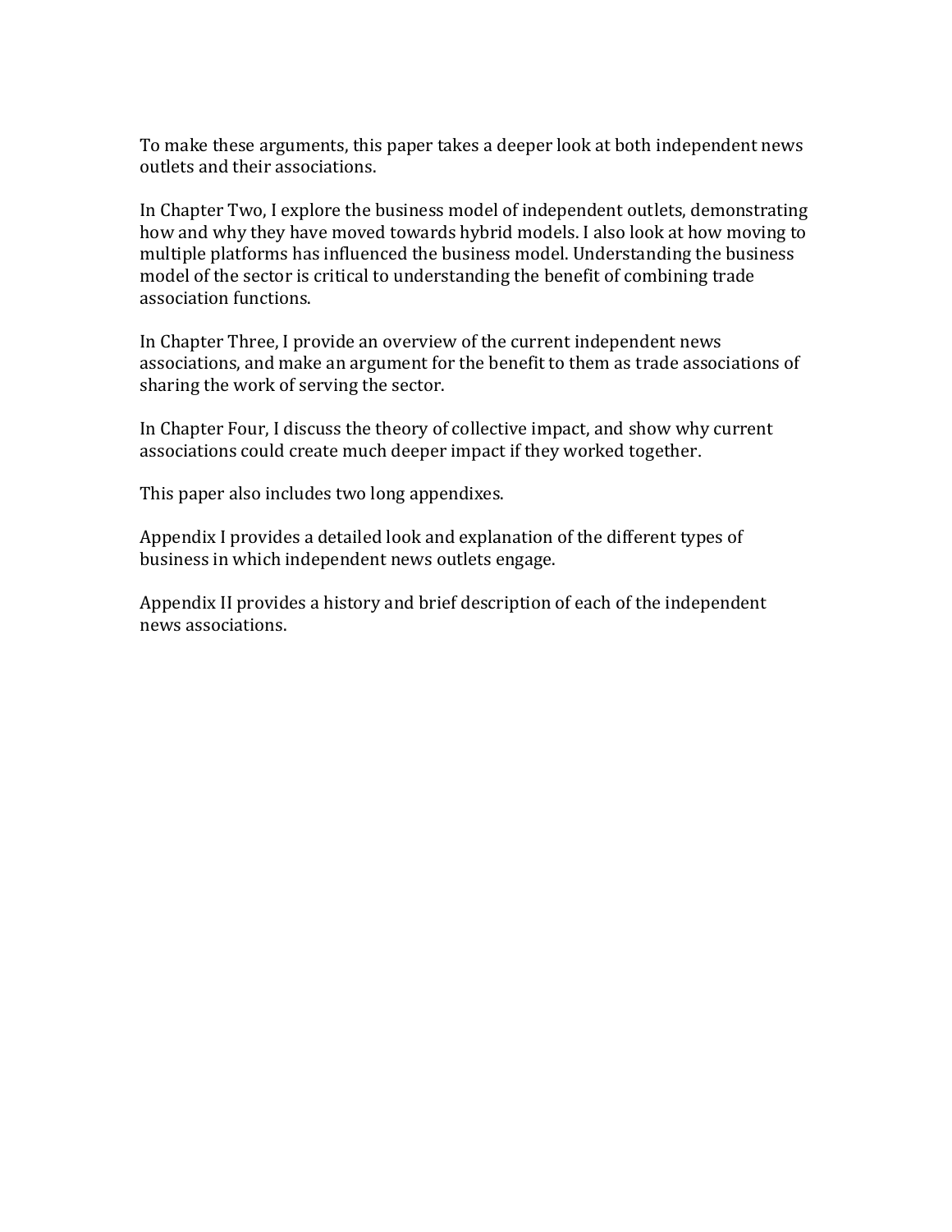To make these arguments, this paper takes a deeper look at both independent news outlets and their associations.

In Chapter Two, I explore the business model of independent outlets, demonstrating how and why they have moved towards hybrid models. I also look at how moving to multiple platforms has influenced the business model. Understanding the business model of the sector is critical to understanding the benefit of combining trade association functions.

In Chapter Three, I provide an overview of the current independent news associations, and make an argument for the benefit to them as trade associations of sharing the work of serving the sector.

In Chapter Four, I discuss the theory of collective impact, and show why current associations could create much deeper impact if they worked together.

This paper also includes two long appendixes.

Appendix I provides a detailed look and explanation of the different types of business in which independent news outlets engage.

Appendix II provides a history and brief description of each of the independent news associations.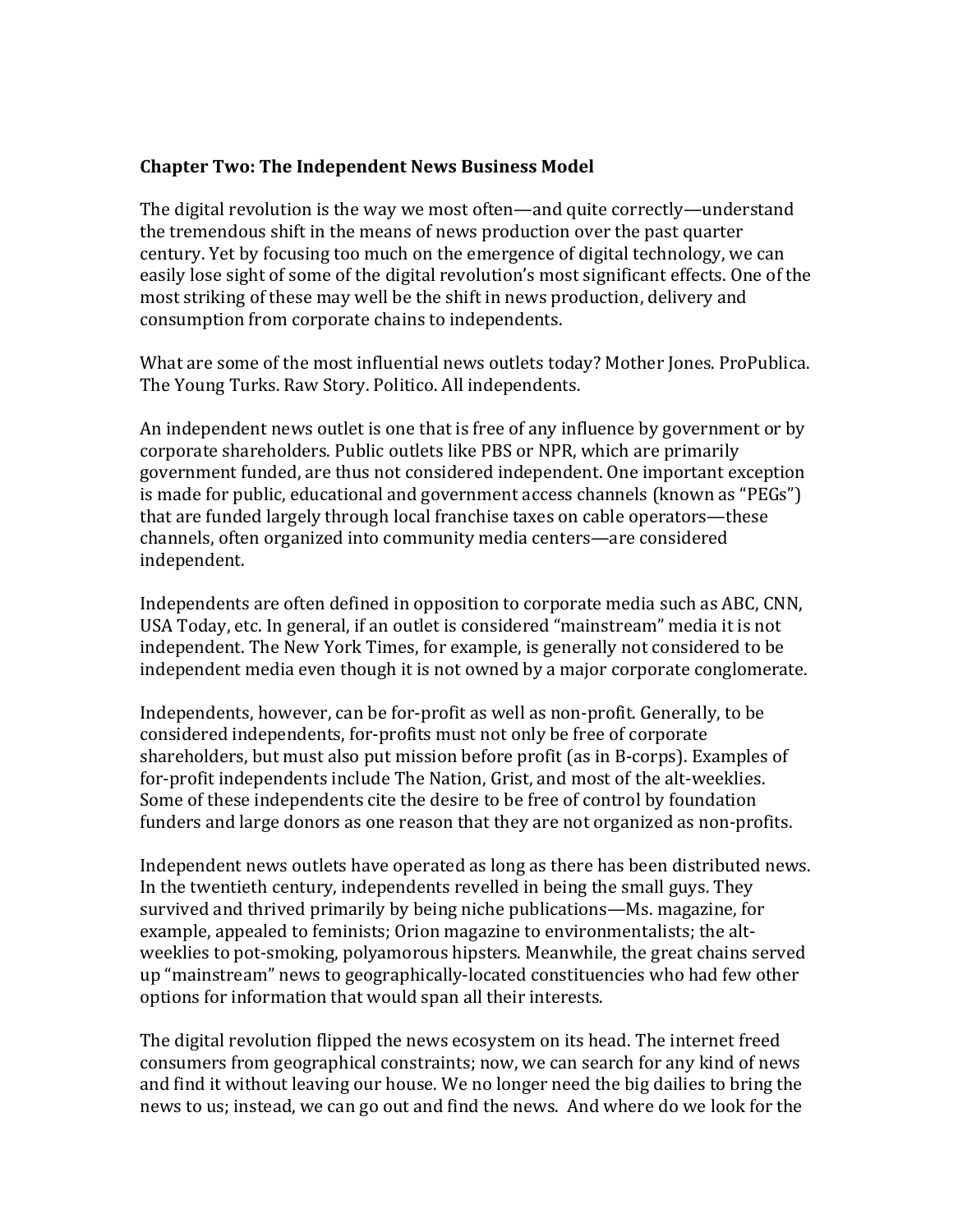## Chapter Two: The Independent News Business Model

The digital revolution is the way we most often—and quite correctly—understand the tremendous shift in the means of news production over the past quarter century. Yet by focusing too much on the emergence of digital technology, we can easily lose sight of some of the digital revolution's most significant effects. One of the most striking of these may well be the shift in news production, delivery and consumption from corporate chains to independents.

What are some of the most influential news outlets today? Mother Jones. ProPublica. The Young Turks. Raw Story. Politico. All independents.

An independent news outlet is one that is free of any influence by government or by corporate shareholders. Public outlets like PBS or NPR, which are primarily government funded, are thus not considered independent. One important exception is made for public, educational and government access channels (known as "PEGs") that are funded largely through local franchise taxes on cable operators—these channels, often organized into community media centers—are considered independent.

Independents are often defined in opposition to corporate media such as ABC, CNN, USA Today, etc. In general, if an outlet is considered "mainstream" media it is not independent. The New York Times, for example, is generally not considered to be independent media even though it is not owned by a major corporate conglomerate.

Independents, however, can be for-profit as well as non-profit. Generally, to be considered independents, for-profits must not only be free of corporate shareholders, but must also put mission before profit (as in B-corps). Examples of for-profit independents include The Nation, Grist, and most of the alt-weeklies. Some of these independents cite the desire to be free of control by foundation funders and large donors as one reason that they are not organized as non-profits.

Independent news outlets have operated as long as there has been distributed news. In the twentieth century, independents revelled in being the small guys. They survived and thrived primarily by being niche publications—Ms. magazine, for example, appealed to feminists; Orion magazine to environmentalists; the alt-weeklies to pot-smoking, polyamorous hipsters. Meanwhile, the great chains served up "mainstream" news to geographically-located constituencies who had few other options for information that would span all their interests.

The digital revolution flipped the news ecosystem on its head. The internet freed consumers from geographical constraints; now, we can search for any kind of news and find it without leaving our house. We no longer need the big dailies to bring the news to us; instead, we can go out and find the news. And where do we look for the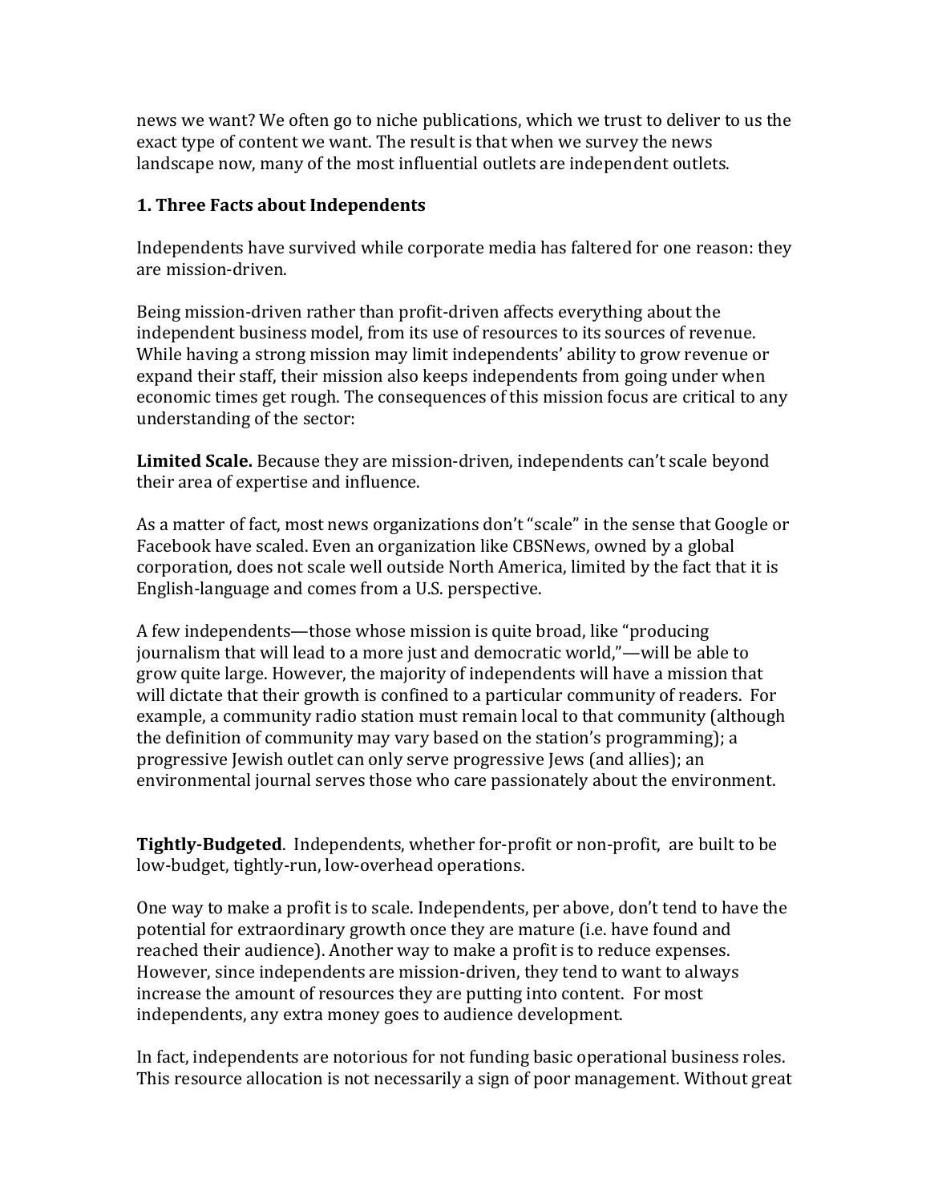news we want? We often go to niche publications, which we trust to deliver to us the exact type of content we want. The result is that when we survey the news landscape now, many of the most influential outlets are independent outlets.

### 1. Three Facts about Independents

Independents have survived while corporate media has faltered for one reason: they are mission-driven.

Being mission-driven rather than profit-driven affects everything about the independent business model, from its use of resources to its sources of revenue. While having a strong mission may limit independents' ability to grow revenue or expand their staff, their mission also keeps independents from going under when economic times get rough. The consequences of this mission focus are critical to any understanding of the sector:

**Limited Scale.** Because they are mission-driven, independents can't scale beyond their area of expertise and influence.

As a matter of fact, most news organizations don't "scale" in the sense that Google or Facebook have scaled. Even an organization like CBSNews, owned by a global corporation, does not scale well outside North America, limited by the fact that it is English-language and comes from a U.S. perspective.

A few independents—those whose mission is quite broad, like "producing journalism that will lead to a more just and democratic world,"—will be able to grow quite large. However, the majority of independents will have a mission that will dictate that their growth is confined to a particular community of readers. For example, a community radio station must remain local to that community (although the definition of community may vary based on the station's programming); a progressive Jewish outlet can only serve progressive Jews (and allies); an environmental journal serves those who care passionately about the environment.

**Tightly-Budgeted**. Independents, whether for-profit or non-profit, are built to be low-budget, tightly-run, low-overhead operations.

One way to make a profit is to scale. Independents, per above, don't tend to have the potential for extraordinary growth once they are mature (i.e. have found and reached their audience). Another way to make a profit is to reduce expenses. However, since independents are mission-driven, they tend to want to always increase the amount of resources they are putting into content. For most independents, any extra money goes to audience development.

In fact, independents are notorious for not funding basic operational business roles. This resource allocation is not necessarily a sign of poor management. Without great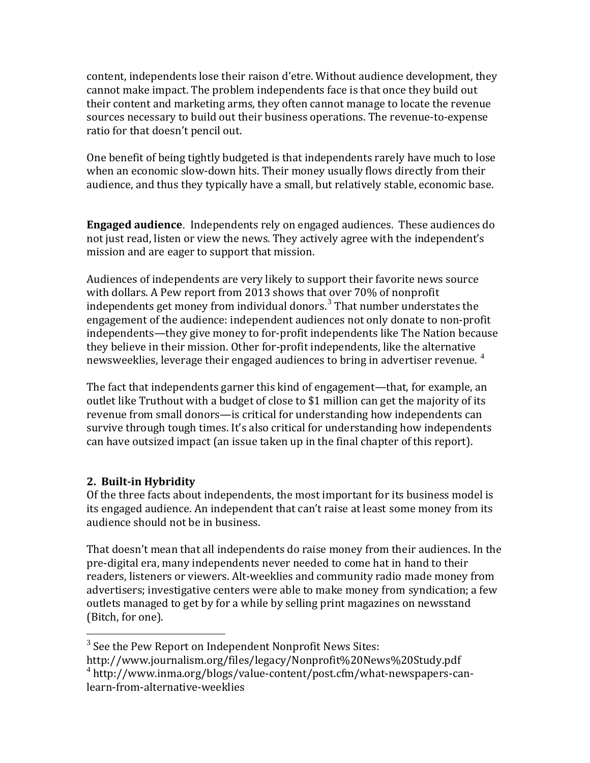content, independents lose their raison d'etre. Without audience development, they cannot make impact. The problem independents face is that once they build out their content and marketing arms, they often cannot manage to locate the revenue sources necessary to build out their business operations. The revenue-to-expense ratio for that doesn't pencil out.

One benefit of being tightly budgeted is that independents rarely have much to lose when an economic slow-down hits. Their money usually flows directly from their audience, and thus they typically have a small, but relatively stable, economic base.

**Engaged audience**. Independents rely on engaged audiences. These audiences do not just read, listen or view the news. They actively agree with the independent's mission and are eager to support that mission.

Audiences of independents are very likely to support their favorite news source with dollars. A Pew report from 2013 shows that over 70% of nonprofit independents get money from individual donors.[3] That number understates the engagement of the audience: independent audiences not only donate to non-profit independents—they give money to for-profit independents like The Nation because they believe in their mission. Other for-profit independents, like the alternative newsweeklies, leverage their engaged audiences to bring in advertiser revenue. [4]

The fact that independents garner this kind of engagement—that, for example, an outlet like Truthout with a budget of close to $1 million can get the majority of its revenue from small donors—is critical for understanding how independents can survive through tough times. It's also critical for understanding how independents can have outsized impact (an issue taken up in the final chapter of this report).

## 2. Built-in Hybridity

Of the three facts about independents, the most important for its business model is its engaged audience. An independent that can't raise at least some money from its audience should not be in business.

That doesn't mean that all independents do raise money from their audiences. In the pre-digital era, many independents never needed to come hat in hand to their readers, listeners or viewers. Alt-weeklies and community radio made money from advertisers; investigative centers were able to make money from syndication; a few outlets managed to get by for a while by selling print magazines on newsstand (Bitch, for one).

---

[3] See the Pew Report on Independent Nonprofit News Sites: http://www.journalism.org/files/legacy/Nonprofit%20News%20Study.pdf

[4] http://www.inma.org/blogs/value-content/post.cfm/what-newspapers-can-learn-from-alternative-weeklies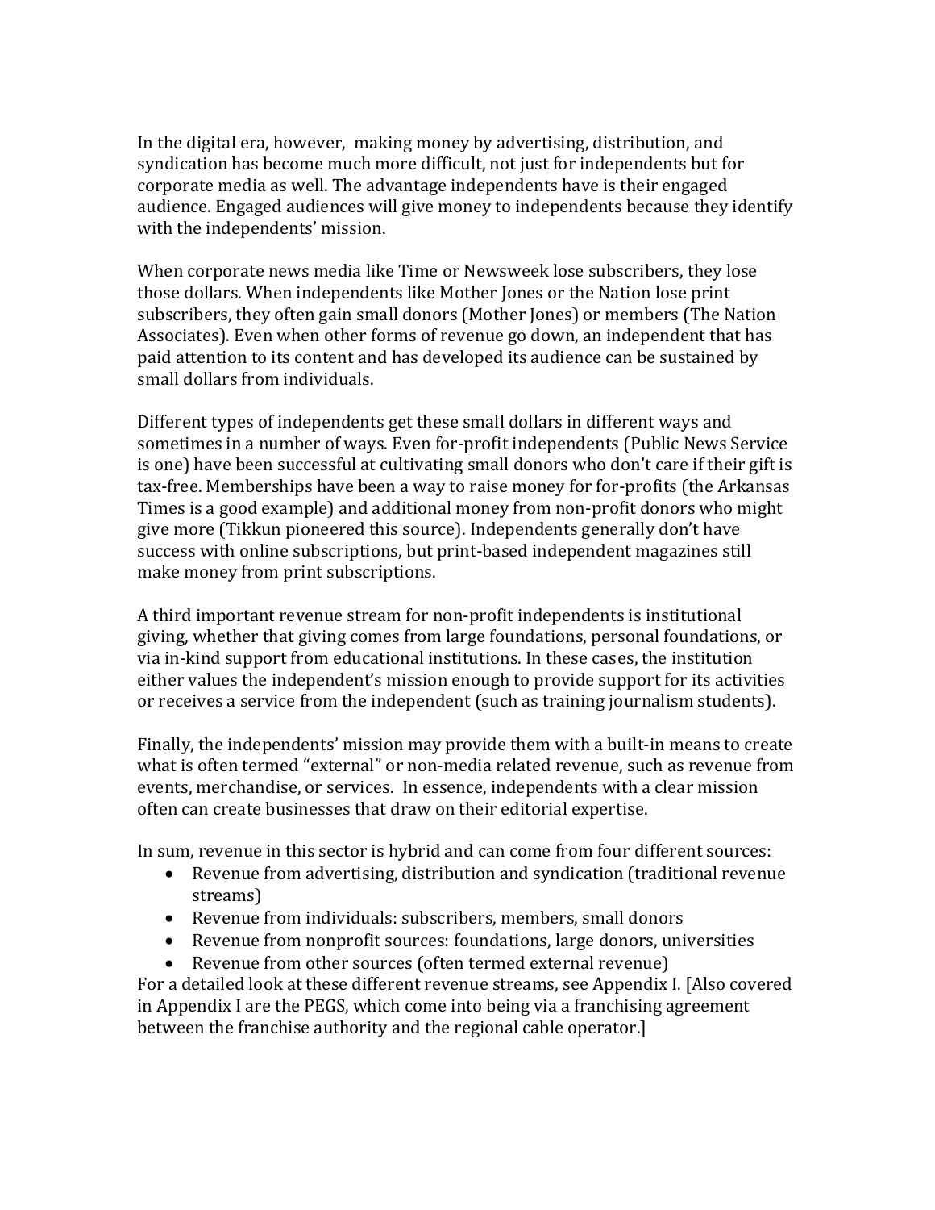In the digital era, however, making money by advertising, distribution, and syndication has become much more difficult, not just for independents but for corporate media as well. The advantage independents have is their engaged audience. Engaged audiences will give money to independents because they identify with the independents' mission.

When corporate news media like Time or Newsweek lose subscribers, they lose those dollars. When independents like Mother Jones or the Nation lose print subscribers, they often gain small donors (Mother Jones) or members (The Nation Associates). Even when other forms of revenue go down, an independent that has paid attention to its content and has developed its audience can be sustained by small dollars from individuals.

Different types of independents get these small dollars in different ways and sometimes in a number of ways. Even for-profit independents (Public News Service is one) have been successful at cultivating small donors who don't care if their gift is tax-free. Memberships have been a way to raise money for for-profits (the Arkansas Times is a good example) and additional money from non-profit donors who might give more (Tikkun pioneered this source). Independents generally don't have success with online subscriptions, but print-based independent magazines still make money from print subscriptions.

A third important revenue stream for non-profit independents is institutional giving, whether that giving comes from large foundations, personal foundations, or via in-kind support from educational institutions. In these cases, the institution either values the independent's mission enough to provide support for its activities or receives a service from the independent (such as training journalism students).

Finally, the independents' mission may provide them with a built-in means to create what is often termed "external" or non-media related revenue, such as revenue from events, merchandise, or services. In essence, independents with a clear mission often can create businesses that draw on their editorial expertise.

In sum, revenue in this sector is hybrid and can come from four different sources:

- Revenue from advertising, distribution and syndication (traditional revenue streams)
- Revenue from individuals: subscribers, members, small donors
- Revenue from nonprofit sources: foundations, large donors, universities
- Revenue from other sources (often termed external revenue)

For a detailed look at these different revenue streams, see Appendix I. [Also covered in Appendix I are the PEGS, which come into being via a franchising agreement between the franchise authority and the regional cable operator.]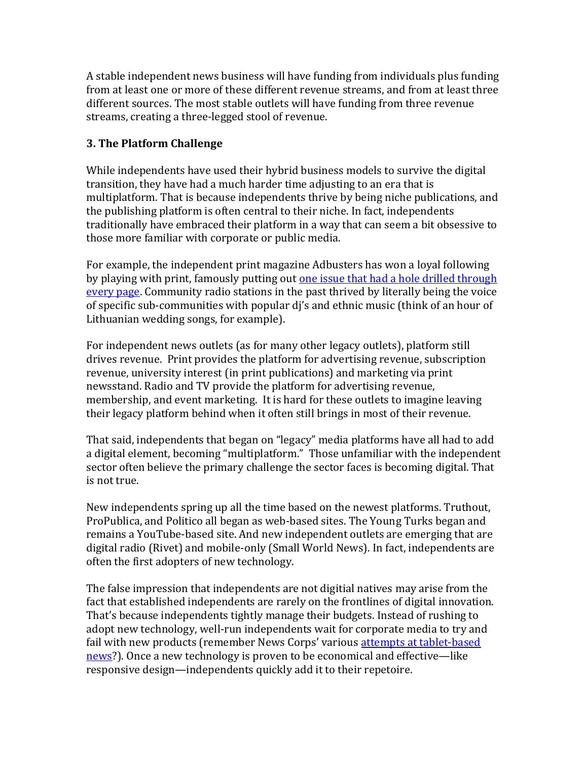A stable independent news business will have funding from individuals plus funding from at least one or more of these different revenue streams, and from at least three different sources. The most stable outlets will have funding from three revenue streams, creating a three-legged stool of revenue.

### 3. The Platform Challenge

While independents have used their hybrid business models to survive the digital transition, they have had a much harder time adjusting to an era that is multiplatform. That is because independents thrive by being niche publications, and the publishing platform is often central to their niche. In fact, independents traditionally have embraced their platform in a way that can seem a bit obsessive to those more familiar with corporate or public media.

For example, the independent print magazine Adbusters has won a loyal following by playing with print, famously putting out one issue that had a hole drilled through every page. Community radio stations in the past thrived by literally being the voice of specific sub-communities with popular dj's and ethnic music (think of an hour of Lithuanian wedding songs, for example).

For independent news outlets (as for many other legacy outlets), platform still drives revenue. Print provides the platform for advertising revenue, subscription revenue, university interest (in print publications) and marketing via print newsstand. Radio and TV provide the platform for advertising revenue, membership, and event marketing. It is hard for these outlets to imagine leaving their legacy platform behind when it often still brings in most of their revenue.

That said, independents that began on "legacy" media platforms have all had to add a digital element, becoming "multiplatform." Those unfamiliar with the independent sector often believe the primary challenge the sector faces is becoming digital. That is not true.

New independents spring up all the time based on the newest platforms. Truthout, ProPublica, and Politico all began as web-based sites. The Young Turks began and remains a YouTube-based site. And new independent outlets are emerging that are digital radio (Rivet) and mobile-only (Small World News). In fact, independents are often the first adopters of new technology.

The false impression that independents are not digitial natives may arise from the fact that established independents are rarely on the frontlines of digital innovation. That's because independents tightly manage their budgets. Instead of rushing to adopt new technology, well-run independents wait for corporate media to try and fail with new products (remember News Corps' various attempts at tablet-based news?). Once a new technology is proven to be economical and effective—like responsive design—independents quickly add it to their repetoire.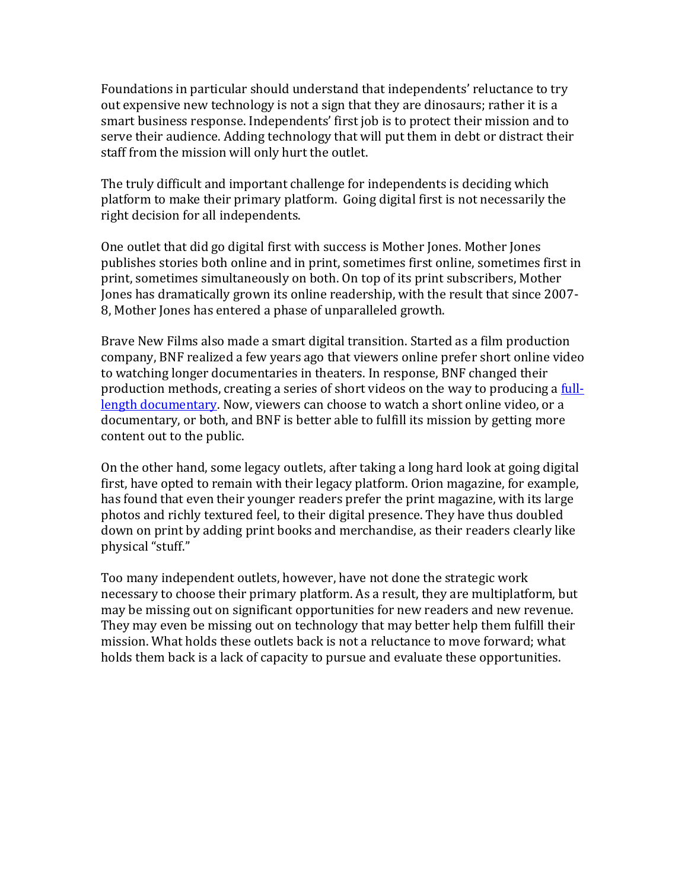Foundations in particular should understand that independents' reluctance to try out expensive new technology is not a sign that they are dinosaurs; rather it is a smart business response. Independents' first job is to protect their mission and to serve their audience. Adding technology that will put them in debt or distract their staff from the mission will only hurt the outlet.

The truly difficult and important challenge for independents is deciding which platform to make their primary platform.  Going digital first is not necessarily the right decision for all independents.

One outlet that did go digital first with success is Mother Jones. Mother Jones publishes stories both online and in print, sometimes first online, sometimes first in print, sometimes simultaneously on both. On top of its print subscribers, Mother Jones has dramatically grown its online readership, with the result that since 2007-8, Mother Jones has entered a phase of unparalleled growth.

Brave New Films also made a smart digital transition. Started as a film production company, BNF realized a few years ago that viewers online prefer short online video to watching longer documentaries in theaters. In response, BNF changed their production methods, creating a series of short videos on the way to producing a full-length documentary. Now, viewers can choose to watch a short online video, or a documentary, or both, and BNF is better able to fulfill its mission by getting more content out to the public.

On the other hand, some legacy outlets, after taking a long hard look at going digital first, have opted to remain with their legacy platform. Orion magazine, for example, has found that even their younger readers prefer the print magazine, with its large photos and richly textured feel, to their digital presence. They have thus doubled down on print by adding print books and merchandise, as their readers clearly like physical "stuff."

Too many independent outlets, however, have not done the strategic work necessary to choose their primary platform. As a result, they are multiplatform, but may be missing out on significant opportunities for new readers and new revenue. They may even be missing out on technology that may better help them fulfill their mission. What holds these outlets back is not a reluctance to move forward; what holds them back is a lack of capacity to pursue and evaluate these opportunities.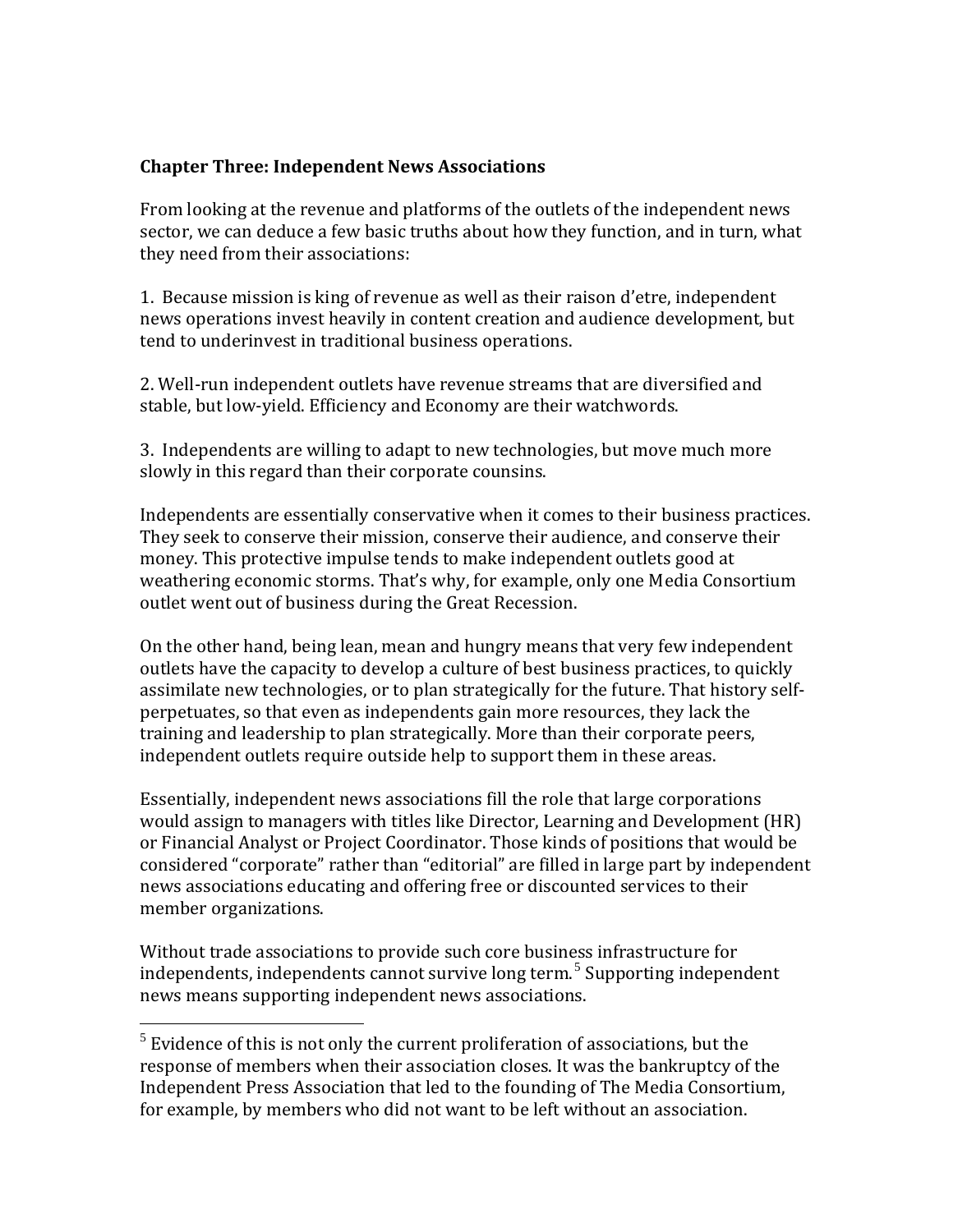## Chapter Three: Independent News Associations

From looking at the revenue and platforms of the outlets of the independent news sector, we can deduce a few basic truths about how they function, and in turn, what they need from their associations:

1. Because mission is king of revenue as well as their raison d'etre, independent news operations invest heavily in content creation and audience development, but tend to underinvest in traditional business operations.

2. Well-run independent outlets have revenue streams that are diversified and stable, but low-yield. Efficiency and Economy are their watchwords.

3. Independents are willing to adapt to new technologies, but move much more slowly in this regard than their corporate counsins.

Independents are essentially conservative when it comes to their business practices. They seek to conserve their mission, conserve their audience, and conserve their money. This protective impulse tends to make independent outlets good at weathering economic storms. That's why, for example, only one Media Consortium outlet went out of business during the Great Recession.

On the other hand, being lean, mean and hungry means that very few independent outlets have the capacity to develop a culture of best business practices, to quickly assimilate new technologies, or to plan strategically for the future. That history self-perpetuates, so that even as independents gain more resources, they lack the training and leadership to plan strategically. More than their corporate peers, independent outlets require outside help to support them in these areas.

Essentially, independent news associations fill the role that large corporations would assign to managers with titles like Director, Learning and Development (HR) or Financial Analyst or Project Coordinator. Those kinds of positions that would be considered "corporate" rather than "editorial" are filled in large part by independent news associations educating and offering free or discounted services to their member organizations.

Without trade associations to provide such core business infrastructure for independents, independents cannot survive long term.[5] Supporting independent news means supporting independent news associations.

[5] Evidence of this is not only the current proliferation of associations, but the response of members when their association closes. It was the bankruptcy of the Independent Press Association that led to the founding of The Media Consortium, for example, by members who did not want to be left without an association.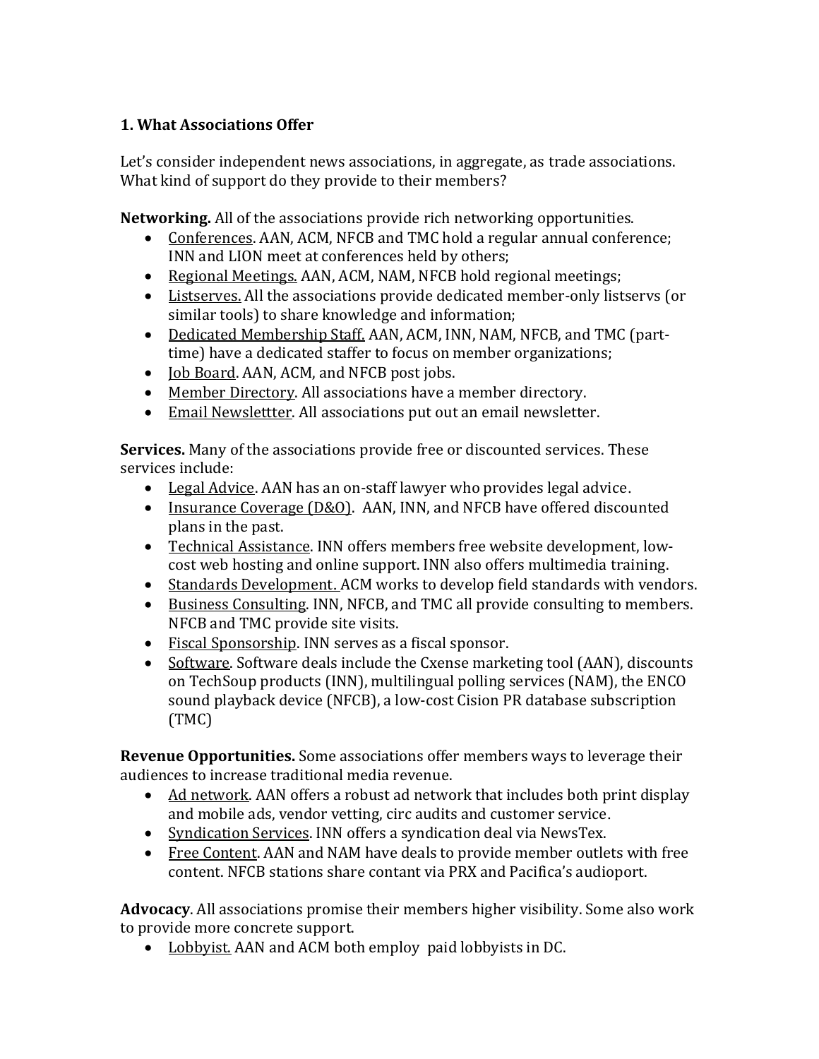## 1. What Associations Offer

Let's consider independent news associations, in aggregate, as trade associations. What kind of support do they provide to their members?

**Networking.** All of the associations provide rich networking opportunities.

- Conferences. AAN, ACM, NFCB and TMC hold a regular annual conference; INN and LION meet at conferences held by others;
- Regional Meetings. AAN, ACM, NAM, NFCB hold regional meetings;
- Listserves. All the associations provide dedicated member-only listservs (or similar tools) to share knowledge and information;
- Dedicated Membership Staff. AAN, ACM, INN, NAM, NFCB, and TMC (part-time) have a dedicated staffer to focus on member organizations;
- Job Board. AAN, ACM, and NFCB post jobs.
- Member Directory. All associations have a member directory.
- Email Newslettter. All associations put out an email newsletter.

**Services.** Many of the associations provide free or discounted services. These services include:

- Legal Advice. AAN has an on-staff lawyer who provides legal advice.
- Insurance Coverage (D&O). AAN, INN, and NFCB have offered discounted plans in the past.
- Technical Assistance. INN offers members free website development, low-cost web hosting and online support. INN also offers multimedia training.
- Standards Development. ACM works to develop field standards with vendors.
- Business Consulting. INN, NFCB, and TMC all provide consulting to members. NFCB and TMC provide site visits.
- Fiscal Sponsorship. INN serves as a fiscal sponsor.
- Software. Software deals include the Cxense marketing tool (AAN), discounts on TechSoup products (INN), multilingual polling services (NAM), the ENCO sound playback device (NFCB), a low-cost Cision PR database subscription (TMC)

**Revenue Opportunities.** Some associations offer members ways to leverage their audiences to increase traditional media revenue.

- Ad network. AAN offers a robust ad network that includes both print display and mobile ads, vendor vetting, circ audits and customer service.
- Syndication Services. INN offers a syndication deal via NewsTex.
- Free Content. AAN and NAM have deals to provide member outlets with free content. NFCB stations share contant via PRX and Pacifica's audioport.

**Advocacy**. All associations promise their members higher visibility. Some also work to provide more concrete support.

- Lobbyist. AAN and ACM both employ paid lobbyists in DC.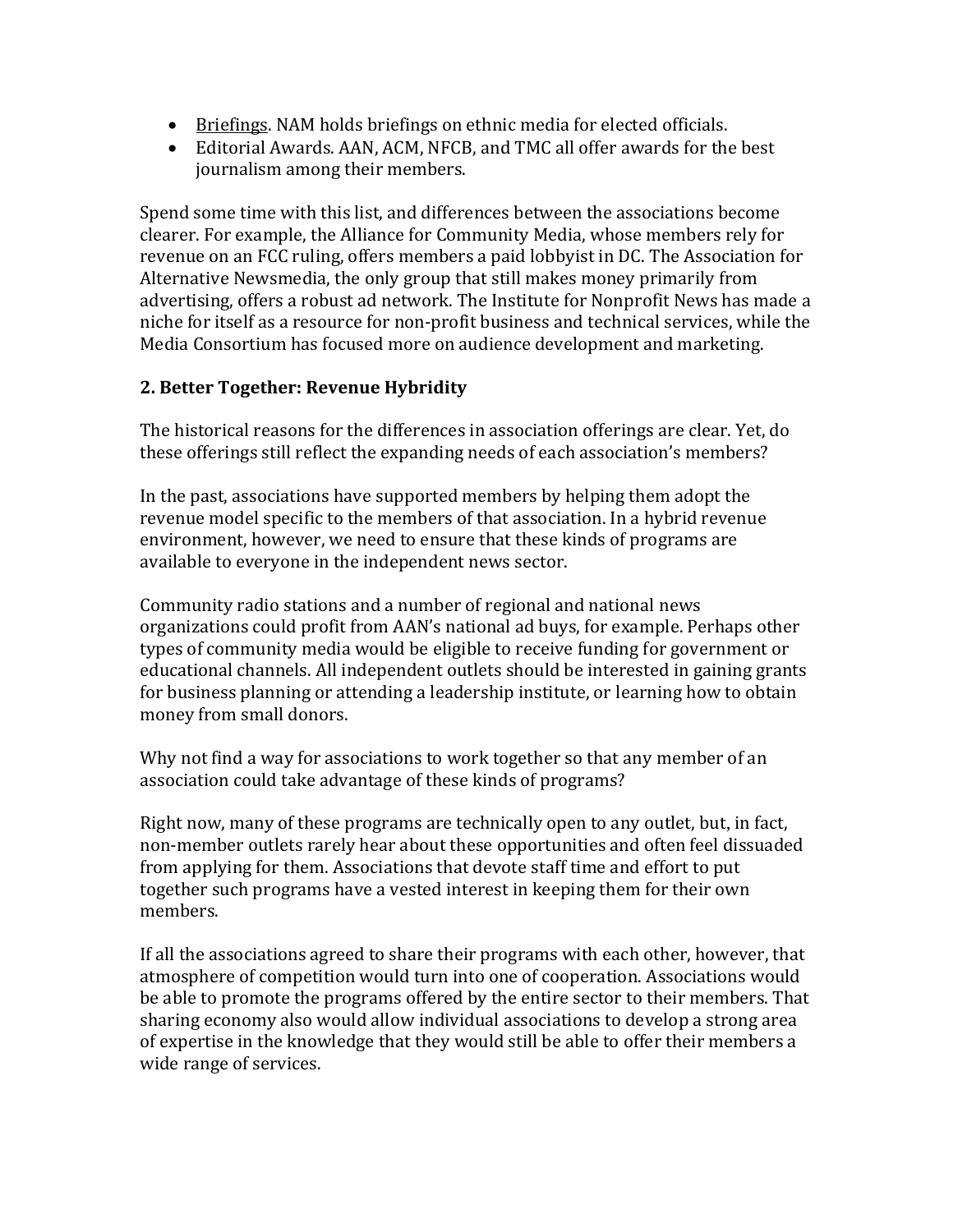- Briefings. NAM holds briefings on ethnic media for elected officials.
- Editorial Awards. AAN, ACM, NFCB, and TMC all offer awards for the best journalism among their members.

Spend some time with this list, and differences between the associations become clearer. For example, the Alliance for Community Media, whose members rely for revenue on an FCC ruling, offers members a paid lobbyist in DC. The Association for Alternative Newsmedia, the only group that still makes money primarily from advertising, offers a robust ad network. The Institute for Nonprofit News has made a niche for itself as a resource for non-profit business and technical services, while the Media Consortium has focused more on audience development and marketing.

**2. Better Together: Revenue Hybridity**

The historical reasons for the differences in association offerings are clear. Yet, do these offerings still reflect the expanding needs of each association's members?

In the past, associations have supported members by helping them adopt the revenue model specific to the members of that association. In a hybrid revenue environment, however, we need to ensure that these kinds of programs are available to everyone in the independent news sector.

Community radio stations and a number of regional and national news organizations could profit from AAN's national ad buys, for example. Perhaps other types of community media would be eligible to receive funding for government or educational channels. All independent outlets should be interested in gaining grants for business planning or attending a leadership institute, or learning how to obtain money from small donors.

Why not find a way for associations to work together so that any member of an association could take advantage of these kinds of programs?

Right now, many of these programs are technically open to any outlet, but, in fact, non-member outlets rarely hear about these opportunities and often feel dissuaded from applying for them. Associations that devote staff time and effort to put together such programs have a vested interest in keeping them for their own members.

If all the associations agreed to share their programs with each other, however, that atmosphere of competition would turn into one of cooperation. Associations would be able to promote the programs offered by the entire sector to their members. That sharing economy also would allow individual associations to develop a strong area of expertise in the knowledge that they would still be able to offer their members a wide range of services.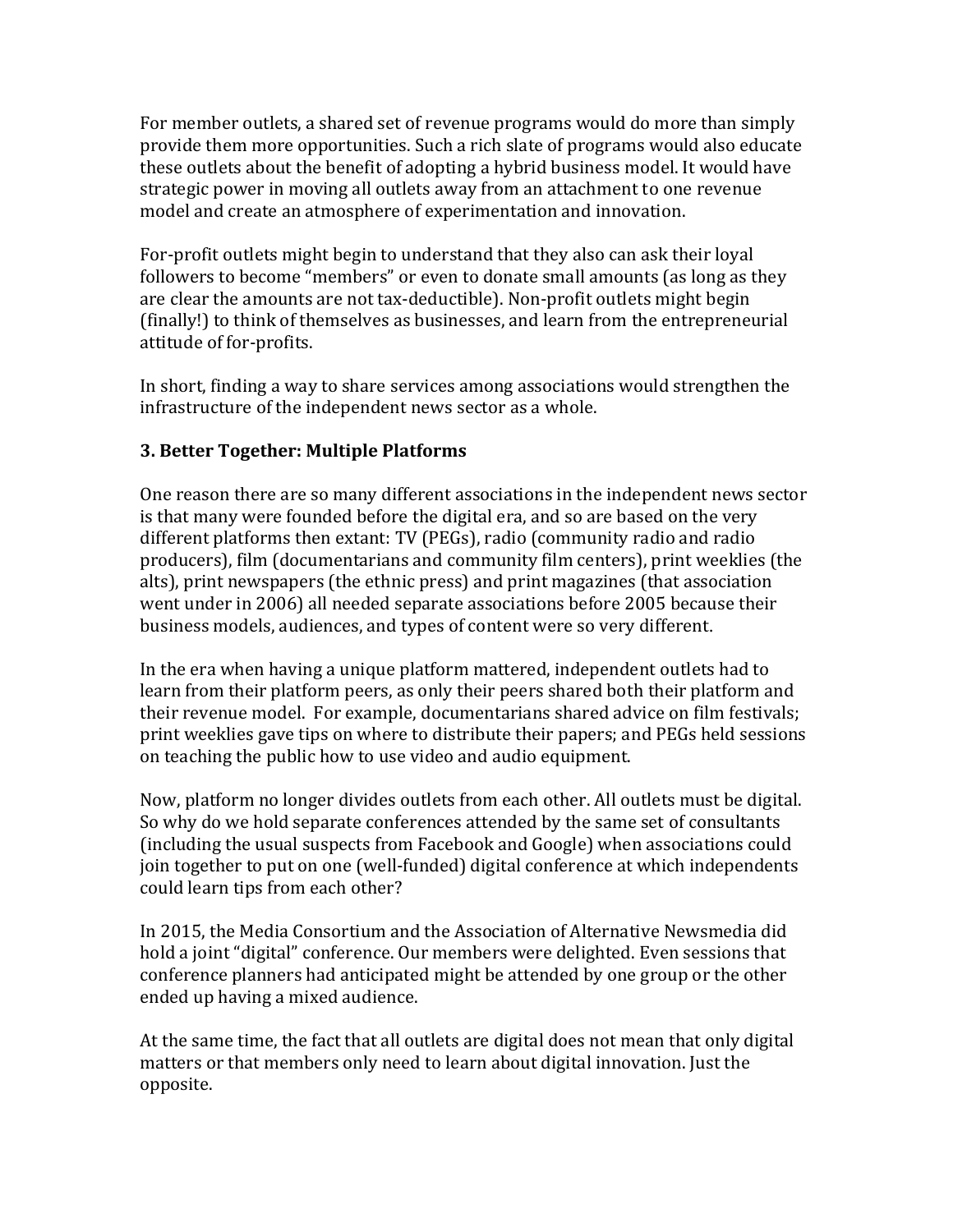For member outlets, a shared set of revenue programs would do more than simply provide them more opportunities. Such a rich slate of programs would also educate these outlets about the benefit of adopting a hybrid business model. It would have strategic power in moving all outlets away from an attachment to one revenue model and create an atmosphere of experimentation and innovation.

For-profit outlets might begin to understand that they also can ask their loyal followers to become "members" or even to donate small amounts (as long as they are clear the amounts are not tax-deductible). Non-profit outlets might begin (finally!) to think of themselves as businesses, and learn from the entrepreneurial attitude of for-profits.

In short, finding a way to share services among associations would strengthen the infrastructure of the independent news sector as a whole.

### 3. Better Together: Multiple Platforms

One reason there are so many different associations in the independent news sector is that many were founded before the digital era, and so are based on the very different platforms then extant: TV (PEGs), radio (community radio and radio producers), film (documentarians and community film centers), print weeklies (the alts), print newspapers (the ethnic press) and print magazines (that association went under in 2006) all needed separate associations before 2005 because their business models, audiences, and types of content were so very different.

In the era when having a unique platform mattered, independent outlets had to learn from their platform peers, as only their peers shared both their platform and their revenue model. For example, documentarians shared advice on film festivals; print weeklies gave tips on where to distribute their papers; and PEGs held sessions on teaching the public how to use video and audio equipment.

Now, platform no longer divides outlets from each other. All outlets must be digital. So why do we hold separate conferences attended by the same set of consultants (including the usual suspects from Facebook and Google) when associations could join together to put on one (well-funded) digital conference at which independents could learn tips from each other?

In 2015, the Media Consortium and the Association of Alternative Newsmedia did hold a joint "digital" conference. Our members were delighted. Even sessions that conference planners had anticipated might be attended by one group or the other ended up having a mixed audience.

At the same time, the fact that all outlets are digital does not mean that only digital matters or that members only need to learn about digital innovation. Just the opposite.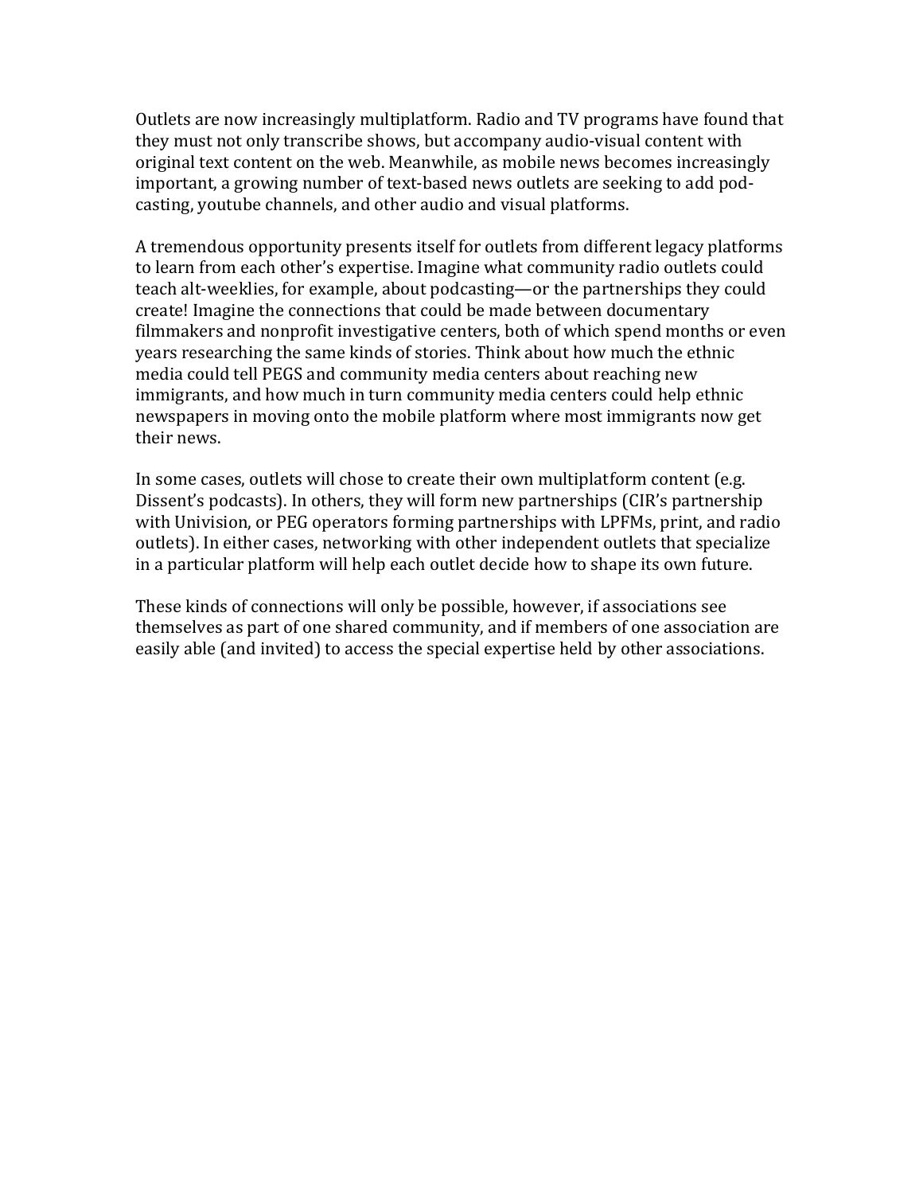Outlets are now increasingly multiplatform. Radio and TV programs have found that they must not only transcribe shows, but accompany audio-visual content with original text content on the web. Meanwhile, as mobile news becomes increasingly important, a growing number of text-based news outlets are seeking to add podcasting, youtube channels, and other audio and visual platforms.

A tremendous opportunity presents itself for outlets from different legacy platforms to learn from each other's expertise. Imagine what community radio outlets could teach alt-weeklies, for example, about podcasting—or the partnerships they could create! Imagine the connections that could be made between documentary filmmakers and nonprofit investigative centers, both of which spend months or even years researching the same kinds of stories. Think about how much the ethnic media could tell PEGS and community media centers about reaching new immigrants, and how much in turn community media centers could help ethnic newspapers in moving onto the mobile platform where most immigrants now get their news.

In some cases, outlets will chose to create their own multiplatform content (e.g. Dissent's podcasts). In others, they will form new partnerships (CIR's partnership with Univision, or PEG operators forming partnerships with LPFMs, print, and radio outlets). In either cases, networking with other independent outlets that specialize in a particular platform will help each outlet decide how to shape its own future.

These kinds of connections will only be possible, however, if associations see themselves as part of one shared community, and if members of one association are easily able (and invited) to access the special expertise held by other associations.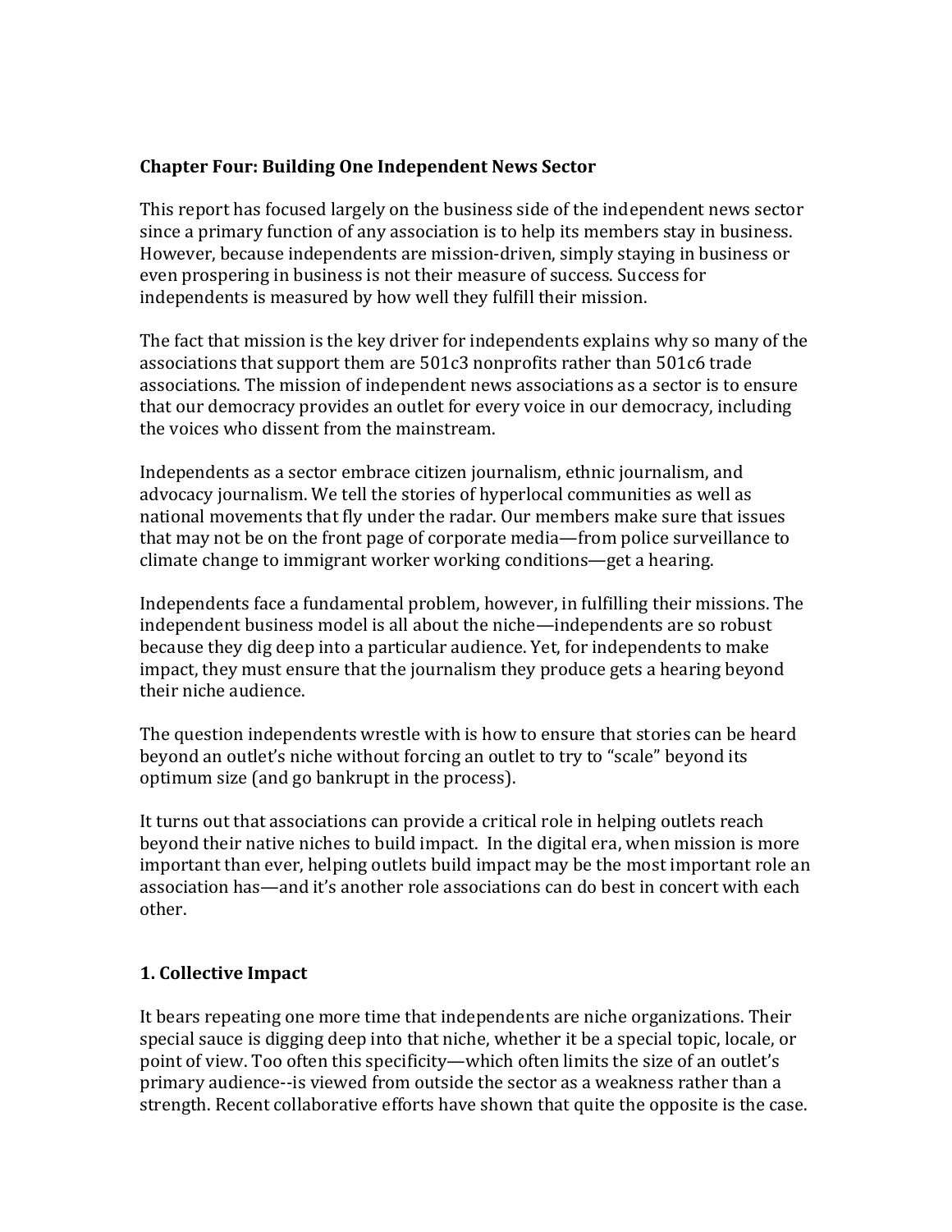## Chapter Four: Building One Independent News Sector

This report has focused largely on the business side of the independent news sector since a primary function of any association is to help its members stay in business. However, because independents are mission-driven, simply staying in business or even prospering in business is not their measure of success. Success for independents is measured by how well they fulfill their mission.

The fact that mission is the key driver for independents explains why so many of the associations that support them are 501c3 nonprofits rather than 501c6 trade associations. The mission of independent news associations as a sector is to ensure that our democracy provides an outlet for every voice in our democracy, including the voices who dissent from the mainstream.

Independents as a sector embrace citizen journalism, ethnic journalism, and advocacy journalism. We tell the stories of hyperlocal communities as well as national movements that fly under the radar. Our members make sure that issues that may not be on the front page of corporate media—from police surveillance to climate change to immigrant worker working conditions—get a hearing.

Independents face a fundamental problem, however, in fulfilling their missions. The independent business model is all about the niche—independents are so robust because they dig deep into a particular audience. Yet, for independents to make impact, they must ensure that the journalism they produce gets a hearing beyond their niche audience.

The question independents wrestle with is how to ensure that stories can be heard beyond an outlet's niche without forcing an outlet to try to "scale" beyond its optimum size (and go bankrupt in the process).

It turns out that associations can provide a critical role in helping outlets reach beyond their native niches to build impact. In the digital era, when mission is more important than ever, helping outlets build impact may be the most important role an association has—and it's another role associations can do best in concert with each other.

### 1. Collective Impact

It bears repeating one more time that independents are niche organizations. Their special sauce is digging deep into that niche, whether it be a special topic, locale, or point of view. Too often this specificity—which often limits the size of an outlet's primary audience--is viewed from outside the sector as a weakness rather than a strength. Recent collaborative efforts have shown that quite the opposite is the case.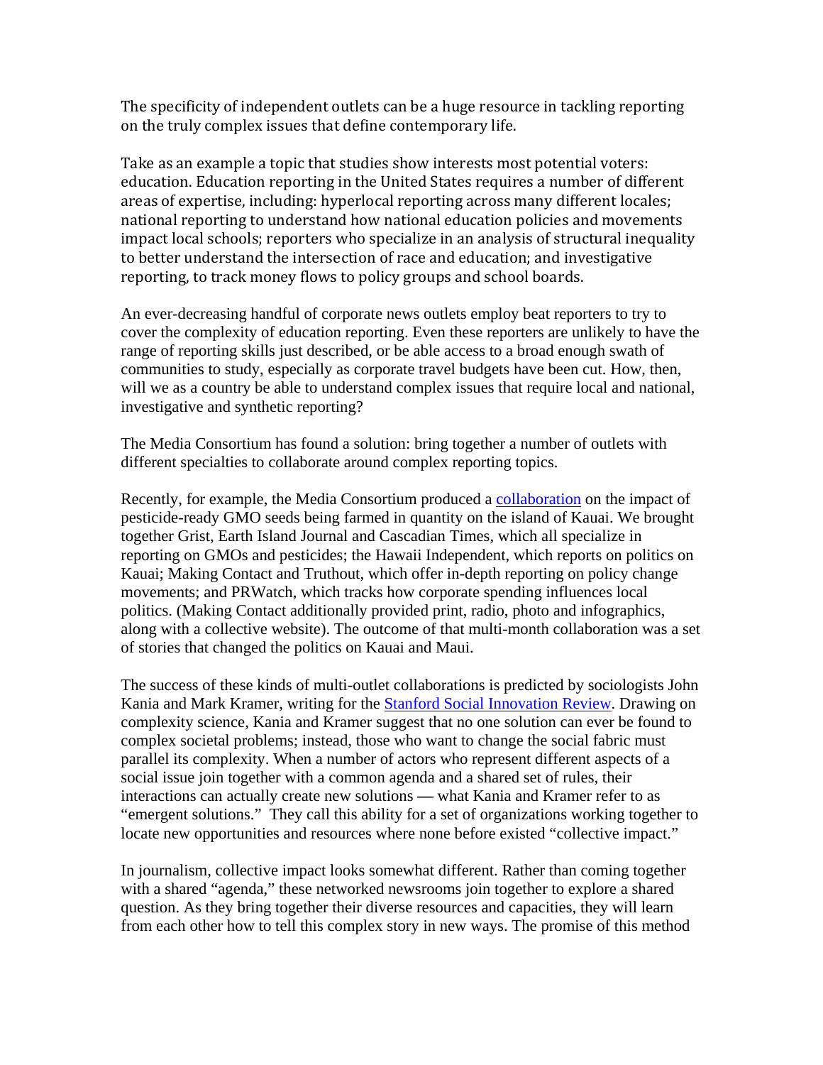The specificity of independent outlets can be a huge resource in tackling reporting on the truly complex issues that define contemporary life.

Take as an example a topic that studies show interests most potential voters: education. Education reporting in the United States requires a number of different areas of expertise, including: hyperlocal reporting across many different locales; national reporting to understand how national education policies and movements impact local schools; reporters who specialize in an analysis of structural inequality to better understand the intersection of race and education; and investigative reporting, to track money flows to policy groups and school boards.

An ever-decreasing handful of corporate news outlets employ beat reporters to try to cover the complexity of education reporting. Even these reporters are unlikely to have the range of reporting skills just described, or be able access to a broad enough swath of communities to study, especially as corporate travel budgets have been cut. How, then, will we as a country be able to understand complex issues that require local and national, investigative and synthetic reporting?

The Media Consortium has found a solution: bring together a number of outlets with different specialties to collaborate around complex reporting topics.

Recently, for example, the Media Consortium produced a collaboration on the impact of pesticide-ready GMO seeds being farmed in quantity on the island of Kauai. We brought together Grist, Earth Island Journal and Cascadian Times, which all specialize in reporting on GMOs and pesticides; the Hawaii Independent, which reports on politics on Kauai; Making Contact and Truthout, which offer in-depth reporting on policy change movements; and PRWatch, which tracks how corporate spending influences local politics. (Making Contact additionally provided print, radio, photo and infographics, along with a collective website). The outcome of that multi-month collaboration was a set of stories that changed the politics on Kauai and Maui.

The success of these kinds of multi-outlet collaborations is predicted by sociologists John Kania and Mark Kramer, writing for the Stanford Social Innovation Review. Drawing on complexity science, Kania and Kramer suggest that no one solution can ever be found to complex societal problems; instead, those who want to change the social fabric must parallel its complexity. When a number of actors who represent different aspects of a social issue join together with a common agenda and a shared set of rules, their interactions can actually create new solutions — what Kania and Kramer refer to as "emergent solutions." They call this ability for a set of organizations working together to locate new opportunities and resources where none before existed "collective impact."

In journalism, collective impact looks somewhat different. Rather than coming together with a shared "agenda," these networked newsrooms join together to explore a shared question. As they bring together their diverse resources and capacities, they will learn from each other how to tell this complex story in new ways. The promise of this method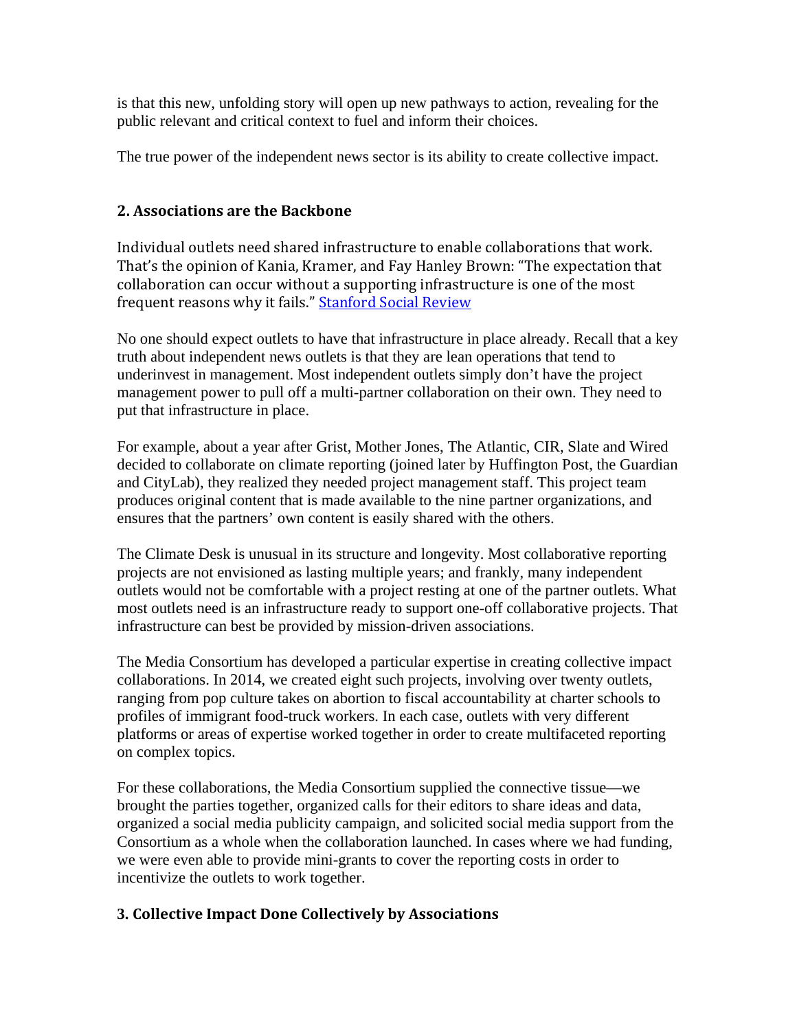is that this new, unfolding story will open up new pathways to action, revealing for the public relevant and critical context to fuel and inform their choices.

The true power of the independent news sector is its ability to create collective impact.

## 2. Associations are the Backbone

Individual outlets need shared infrastructure to enable collaborations that work. That's the opinion of Kania, Kramer, and Fay Hanley Brown: "The expectation that collaboration can occur without a supporting infrastructure is one of the most frequent reasons why it fails." [Stanford Social Review]

No one should expect outlets to have that infrastructure in place already. Recall that a key truth about independent news outlets is that they are lean operations that tend to underinvest in management. Most independent outlets simply don't have the project management power to pull off a multi-partner collaboration on their own. They need to put that infrastructure in place.

For example, about a year after Grist, Mother Jones, The Atlantic, CIR, Slate and Wired decided to collaborate on climate reporting (joined later by Huffington Post, the Guardian and CityLab), they realized they needed project management staff. This project team produces original content that is made available to the nine partner organizations, and ensures that the partners' own content is easily shared with the others.

The Climate Desk is unusual in its structure and longevity. Most collaborative reporting projects are not envisioned as lasting multiple years; and frankly, many independent outlets would not be comfortable with a project resting at one of the partner outlets. What most outlets need is an infrastructure ready to support one-off collaborative projects. That infrastructure can best be provided by mission-driven associations.

The Media Consortium has developed a particular expertise in creating collective impact collaborations. In 2014, we created eight such projects, involving over twenty outlets, ranging from pop culture takes on abortion to fiscal accountability at charter schools to profiles of immigrant food-truck workers. In each case, outlets with very different platforms or areas of expertise worked together in order to create multifaceted reporting on complex topics.

For these collaborations, the Media Consortium supplied the connective tissue—we brought the parties together, organized calls for their editors to share ideas and data, organized a social media publicity campaign, and solicited social media support from the Consortium as a whole when the collaboration launched. In cases where we had funding, we were even able to provide mini-grants to cover the reporting costs in order to incentivize the outlets to work together.

## 3. Collective Impact Done Collectively by Associations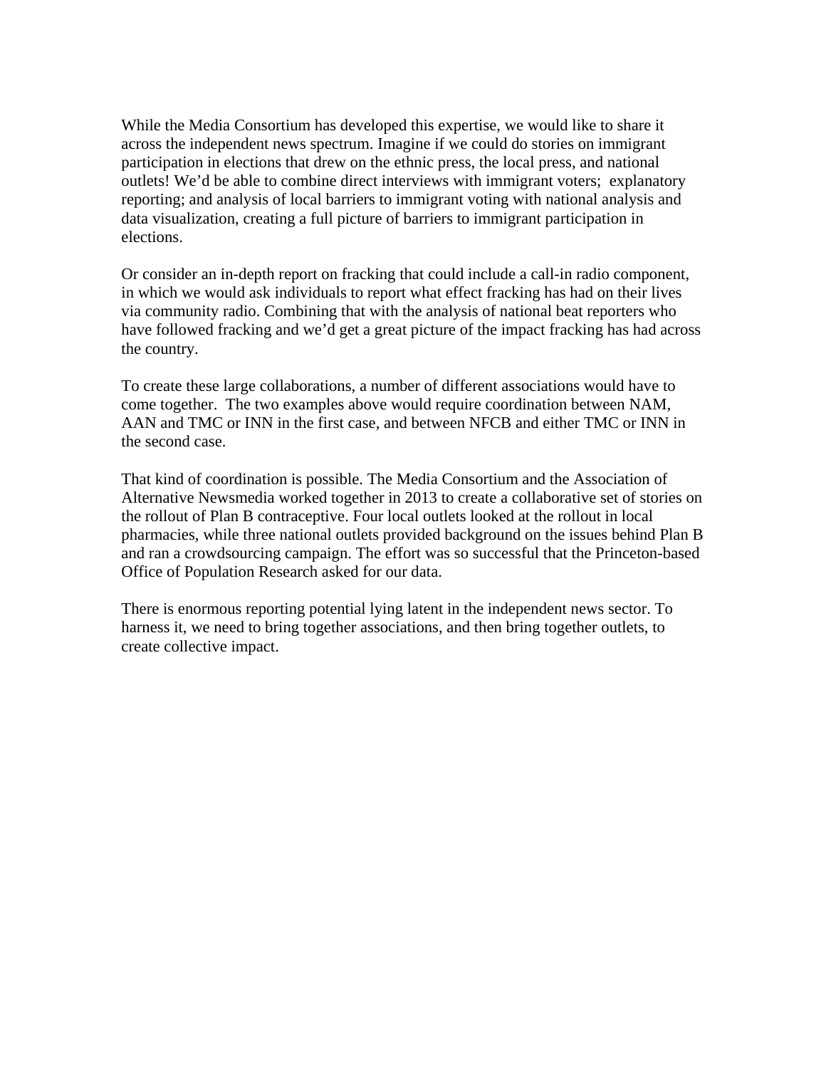While the Media Consortium has developed this expertise, we would like to share it across the independent news spectrum. Imagine if we could do stories on immigrant participation in elections that drew on the ethnic press, the local press, and national outlets! We'd be able to combine direct interviews with immigrant voters; explanatory reporting; and analysis of local barriers to immigrant voting with national analysis and data visualization, creating a full picture of barriers to immigrant participation in elections.

Or consider an in-depth report on fracking that could include a call-in radio component, in which we would ask individuals to report what effect fracking has had on their lives via community radio. Combining that with the analysis of national beat reporters who have followed fracking and we'd get a great picture of the impact fracking has had across the country.

To create these large collaborations, a number of different associations would have to come together. The two examples above would require coordination between NAM, AAN and TMC or INN in the first case, and between NFCB and either TMC or INN in the second case.

That kind of coordination is possible. The Media Consortium and the Association of Alternative Newsmedia worked together in 2013 to create a collaborative set of stories on the rollout of Plan B contraceptive. Four local outlets looked at the rollout in local pharmacies, while three national outlets provided background on the issues behind Plan B and ran a crowdsourcing campaign. The effort was so successful that the Princeton-based Office of Population Research asked for our data.

There is enormous reporting potential lying latent in the independent news sector. To harness it, we need to bring together associations, and then bring together outlets, to create collective impact.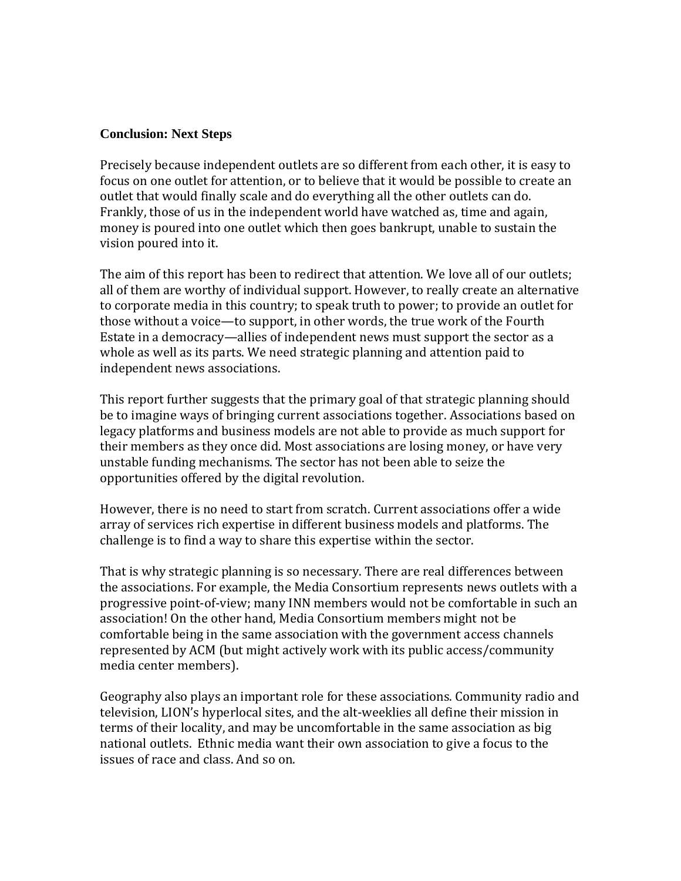**Conclusion: Next Steps**

Precisely because independent outlets are so different from each other, it is easy to focus on one outlet for attention, or to believe that it would be possible to create an outlet that would finally scale and do everything all the other outlets can do. Frankly, those of us in the independent world have watched as, time and again, money is poured into one outlet which then goes bankrupt, unable to sustain the vision poured into it.

The aim of this report has been to redirect that attention. We love all of our outlets; all of them are worthy of individual support. However, to really create an alternative to corporate media in this country; to speak truth to power; to provide an outlet for those without a voice—to support, in other words, the true work of the Fourth Estate in a democracy—allies of independent news must support the sector as a whole as well as its parts. We need strategic planning and attention paid to independent news associations.

This report further suggests that the primary goal of that strategic planning should be to imagine ways of bringing current associations together. Associations based on legacy platforms and business models are not able to provide as much support for their members as they once did. Most associations are losing money, or have very unstable funding mechanisms. The sector has not been able to seize the opportunities offered by the digital revolution.

However, there is no need to start from scratch. Current associations offer a wide array of services rich expertise in different business models and platforms. The challenge is to find a way to share this expertise within the sector.

That is why strategic planning is so necessary. There are real differences between the associations. For example, the Media Consortium represents news outlets with a progressive point-of-view; many INN members would not be comfortable in such an association! On the other hand, Media Consortium members might not be comfortable being in the same association with the government access channels represented by ACM (but might actively work with its public access/community media center members).

Geography also plays an important role for these associations. Community radio and television, LION's hyperlocal sites, and the alt-weeklies all define their mission in terms of their locality, and may be uncomfortable in the same association as big national outlets. Ethnic media want their own association to give a focus to the issues of race and class. And so on.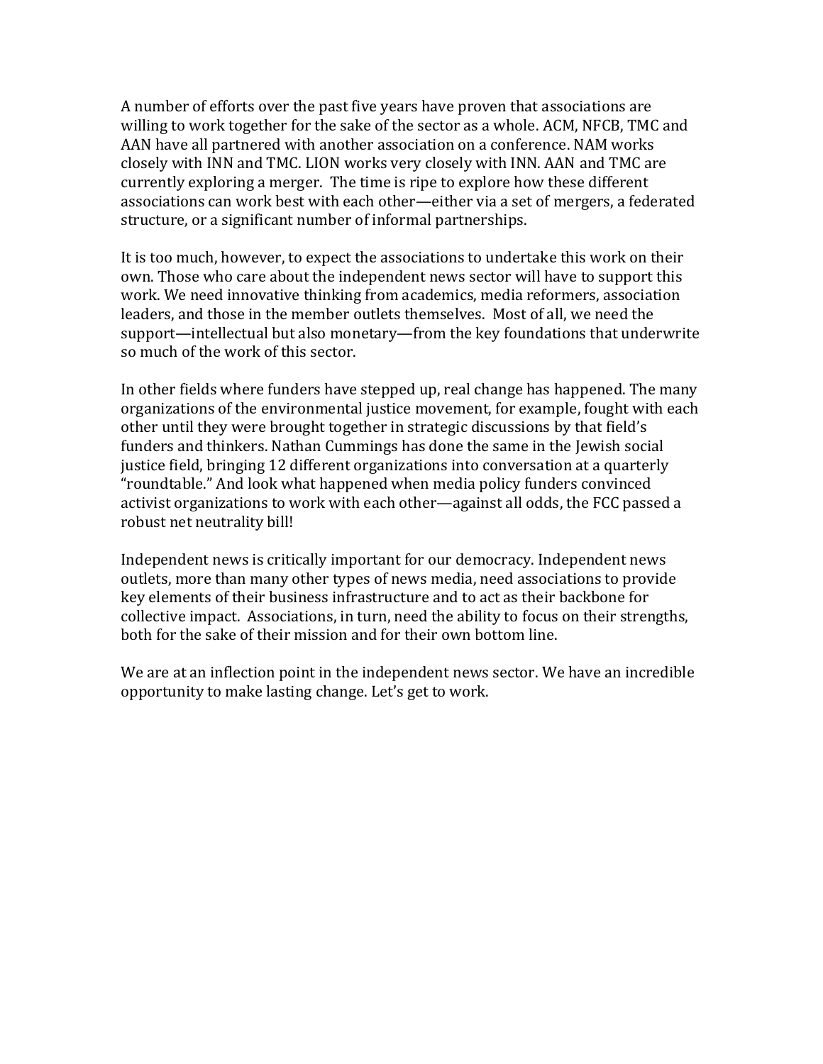A number of efforts over the past five years have proven that associations are willing to work together for the sake of the sector as a whole. ACM, NFCB, TMC and AAN have all partnered with another association on a conference. NAM works closely with INN and TMC. LION works very closely with INN. AAN and TMC are currently exploring a merger. The time is ripe to explore how these different associations can work best with each other—either via a set of mergers, a federated structure, or a significant number of informal partnerships.

It is too much, however, to expect the associations to undertake this work on their own. Those who care about the independent news sector will have to support this work. We need innovative thinking from academics, media reformers, association leaders, and those in the member outlets themselves. Most of all, we need the support—intellectual but also monetary—from the key foundations that underwrite so much of the work of this sector.

In other fields where funders have stepped up, real change has happened. The many organizations of the environmental justice movement, for example, fought with each other until they were brought together in strategic discussions by that field's funders and thinkers. Nathan Cummings has done the same in the Jewish social justice field, bringing 12 different organizations into conversation at a quarterly "roundtable." And look what happened when media policy funders convinced activist organizations to work with each other—against all odds, the FCC passed a robust net neutrality bill!

Independent news is critically important for our democracy. Independent news outlets, more than many other types of news media, need associations to provide key elements of their business infrastructure and to act as their backbone for collective impact. Associations, in turn, need the ability to focus on their strengths, both for the sake of their mission and for their own bottom line.

We are at an inflection point in the independent news sector. We have an incredible opportunity to make lasting change. Let's get to work.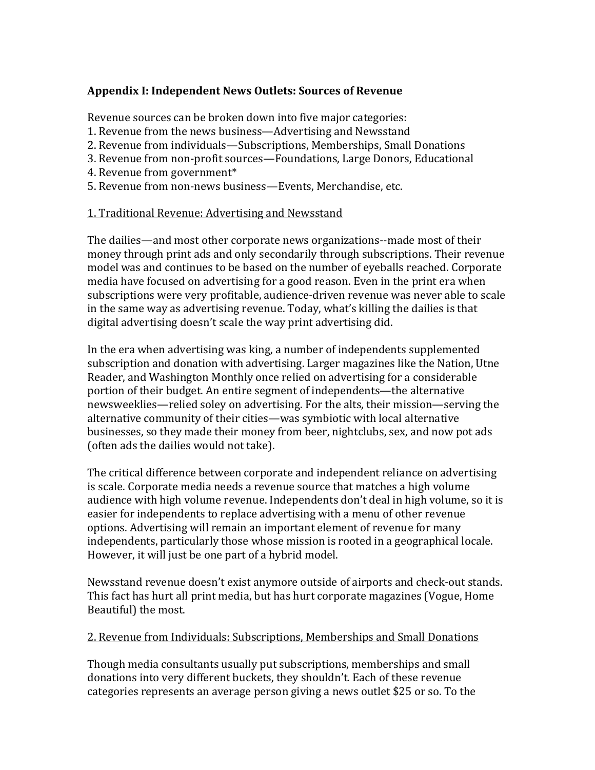**Appendix I: Independent News Outlets: Sources of Revenue**

Revenue sources can be broken down into five major categories:
1. Revenue from the news business—Advertising and Newsstand
2. Revenue from individuals—Subscriptions, Memberships, Small Donations
3. Revenue from non-profit sources—Foundations, Large Donors, Educational
4. Revenue from government*
5. Revenue from non-news business—Events, Merchandise, etc.

<u>1. Traditional Revenue: Advertising and Newsstand</u>

The dailies—and most other corporate news organizations--made most of their money through print ads and only secondarily through subscriptions. Their revenue model was and continues to be based on the number of eyeballs reached. Corporate media have focused on advertising for a good reason. Even in the print era when subscriptions were very profitable, audience-driven revenue was never able to scale in the same way as advertising revenue. Today, what's killing the dailies is that digital advertising doesn't scale the way print advertising did.

In the era when advertising was king, a number of independents supplemented subscription and donation with advertising. Larger magazines like the Nation, Utne Reader, and Washington Monthly once relied on advertising for a considerable portion of their budget. An entire segment of independents—the alternative newsweeklies—relied soley on advertising. For the alts, their mission—serving the alternative community of their cities—was symbiotic with local alternative businesses, so they made their money from beer, nightclubs, sex, and now pot ads (often ads the dailies would not take).

The critical difference between corporate and independent reliance on advertising is scale. Corporate media needs a revenue source that matches a high volume audience with high volume revenue. Independents don't deal in high volume, so it is easier for independents to replace advertising with a menu of other revenue options. Advertising will remain an important element of revenue for many independents, particularly those whose mission is rooted in a geographical locale. However, it will just be one part of a hybrid model.

Newsstand revenue doesn't exist anymore outside of airports and check-out stands. This fact has hurt all print media, but has hurt corporate magazines (Vogue, Home Beautiful) the most.

<u>2. Revenue from Individuals: Subscriptions, Memberships and Small Donations</u>

Though media consultants usually put subscriptions, memberships and small donations into very different buckets, they shouldn't. Each of these revenue categories represents an average person giving a news outlet $25 or so. To the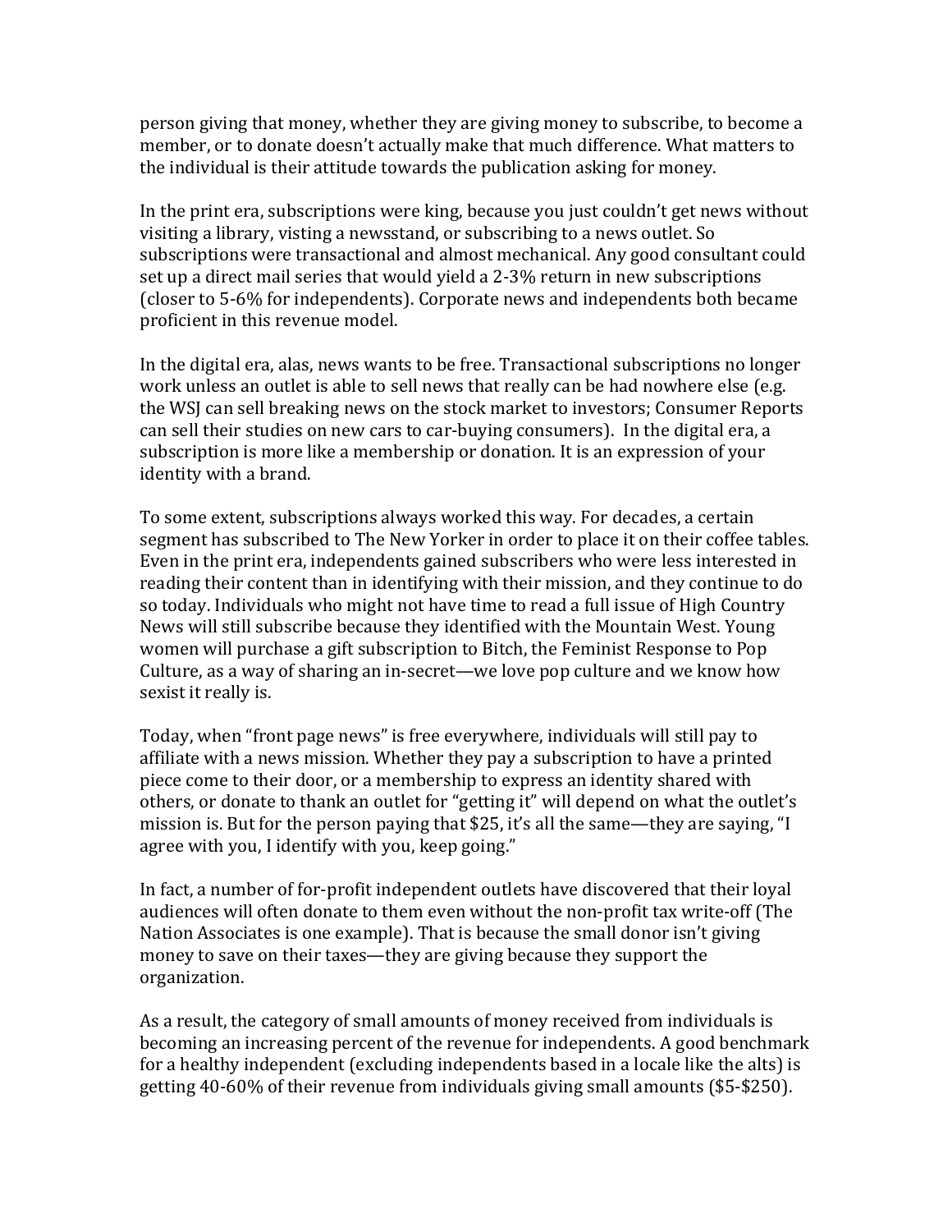person giving that money, whether they are giving money to subscribe, to become a member, or to donate doesn't actually make that much difference. What matters to the individual is their attitude towards the publication asking for money.

In the print era, subscriptions were king, because you just couldn't get news without visiting a library, visting a newsstand, or subscribing to a news outlet. So subscriptions were transactional and almost mechanical. Any good consultant could set up a direct mail series that would yield a 2-3% return in new subscriptions (closer to 5-6% for independents). Corporate news and independents both became proficient in this revenue model.

In the digital era, alas, news wants to be free. Transactional subscriptions no longer work unless an outlet is able to sell news that really can be had nowhere else (e.g. the WSJ can sell breaking news on the stock market to investors; Consumer Reports can sell their studies on new cars to car-buying consumers). In the digital era, a subscription is more like a membership or donation. It is an expression of your identity with a brand.

To some extent, subscriptions always worked this way. For decades, a certain segment has subscribed to The New Yorker in order to place it on their coffee tables. Even in the print era, independents gained subscribers who were less interested in reading their content than in identifying with their mission, and they continue to do so today. Individuals who might not have time to read a full issue of High Country News will still subscribe because they identified with the Mountain West. Young women will purchase a gift subscription to Bitch, the Feminist Response to Pop Culture, as a way of sharing an in-secret—we love pop culture and we know how sexist it really is.

Today, when "front page news" is free everywhere, individuals will still pay to affiliate with a news mission. Whether they pay a subscription to have a printed piece come to their door, or a membership to express an identity shared with others, or donate to thank an outlet for "getting it" will depend on what the outlet's mission is. But for the person paying that $25, it's all the same—they are saying, "I agree with you, I identify with you, keep going."

In fact, a number of for-profit independent outlets have discovered that their loyal audiences will often donate to them even without the non-profit tax write-off (The Nation Associates is one example). That is because the small donor isn't giving money to save on their taxes—they are giving because they support the organization.

As a result, the category of small amounts of money received from individuals is becoming an increasing percent of the revenue for independents. A good benchmark for a healthy independent (excluding independents based in a locale like the alts) is getting 40-60% of their revenue from individuals giving small amounts ($5-$250).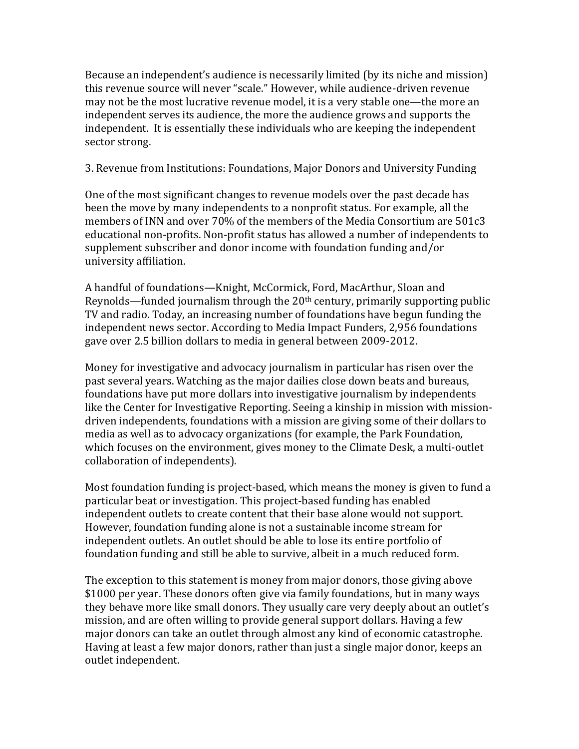Because an independent's audience is necessarily limited (by its niche and mission) this revenue source will never "scale." However, while audience-driven revenue may not be the most lucrative revenue model, it is a very stable one—the more an independent serves its audience, the more the audience grows and supports the independent. It is essentially these individuals who are keeping the independent sector strong.

<u>3. Revenue from Institutions: Foundations, Major Donors and University Funding</u>

One of the most significant changes to revenue models over the past decade has been the move by many independents to a nonprofit status. For example, all the members of INN and over 70% of the members of the Media Consortium are 501c3 educational non-profits. Non-profit status has allowed a number of independents to supplement subscriber and donor income with foundation funding and/or university affiliation.

A handful of foundations—Knight, McCormick, Ford, MacArthur, Sloan and Reynolds—funded journalism through the 20th century, primarily supporting public TV and radio. Today, an increasing number of foundations have begun funding the independent news sector. According to Media Impact Funders, 2,956 foundations gave over 2.5 billion dollars to media in general between 2009-2012.

Money for investigative and advocacy journalism in particular has risen over the past several years. Watching as the major dailies close down beats and bureaus, foundations have put more dollars into investigative journalism by independents like the Center for Investigative Reporting. Seeing a kinship in mission with mission-driven independents, foundations with a mission are giving some of their dollars to media as well as to advocacy organizations (for example, the Park Foundation, which focuses on the environment, gives money to the Climate Desk, a multi-outlet collaboration of independents).

Most foundation funding is project-based, which means the money is given to fund a particular beat or investigation. This project-based funding has enabled independent outlets to create content that their base alone would not support. However, foundation funding alone is not a sustainable income stream for independent outlets. An outlet should be able to lose its entire portfolio of foundation funding and still be able to survive, albeit in a much reduced form.

The exception to this statement is money from major donors, those giving above $1000 per year. These donors often give via family foundations, but in many ways they behave more like small donors. They usually care very deeply about an outlet's mission, and are often willing to provide general support dollars. Having a few major donors can take an outlet through almost any kind of economic catastrophe. Having at least a few major donors, rather than just a single major donor, keeps an outlet independent.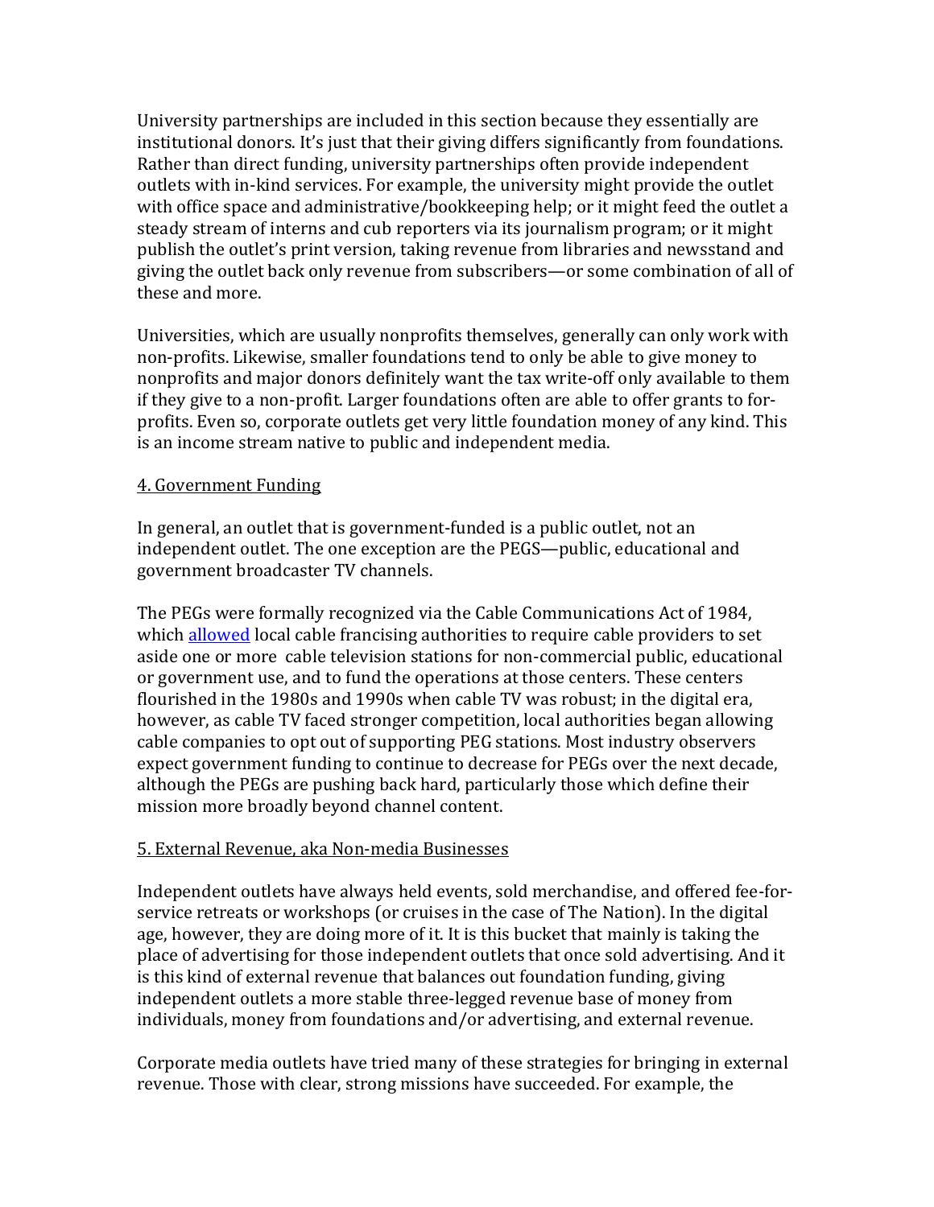University partnerships are included in this section because they essentially are institutional donors. It's just that their giving differs significantly from foundations. Rather than direct funding, university partnerships often provide independent outlets with in-kind services. For example, the university might provide the outlet with office space and administrative/bookkeeping help; or it might feed the outlet a steady stream of interns and cub reporters via its journalism program; or it might publish the outlet's print version, taking revenue from libraries and newsstand and giving the outlet back only revenue from subscribers—or some combination of all of these and more.

Universities, which are usually nonprofits themselves, generally can only work with non-profits. Likewise, smaller foundations tend to only be able to give money to nonprofits and major donors definitely want the tax write-off only available to them if they give to a non-profit. Larger foundations often are able to offer grants to for-profits. Even so, corporate outlets get very little foundation money of any kind. This is an income stream native to public and independent media.

4. Government Funding

In general, an outlet that is government-funded is a public outlet, not an independent outlet. The one exception are the PEGS—public, educational and government broadcaster TV channels.

The PEGs were formally recognized via the Cable Communications Act of 1984, which allowed local cable francising authorities to require cable providers to set aside one or more cable television stations for non-commercial public, educational or government use, and to fund the operations at those centers. These centers flourished in the 1980s and 1990s when cable TV was robust; in the digital era, however, as cable TV faced stronger competition, local authorities began allowing cable companies to opt out of supporting PEG stations. Most industry observers expect government funding to continue to decrease for PEGs over the next decade, although the PEGs are pushing back hard, particularly those which define their mission more broadly beyond channel content.

5. External Revenue, aka Non-media Businesses

Independent outlets have always held events, sold merchandise, and offered fee-for-service retreats or workshops (or cruises in the case of The Nation). In the digital age, however, they are doing more of it. It is this bucket that mainly is taking the place of advertising for those independent outlets that once sold advertising. And it is this kind of external revenue that balances out foundation funding, giving independent outlets a more stable three-legged revenue base of money from individuals, money from foundations and/or advertising, and external revenue.

Corporate media outlets have tried many of these strategies for bringing in external revenue. Those with clear, strong missions have succeeded. For example, the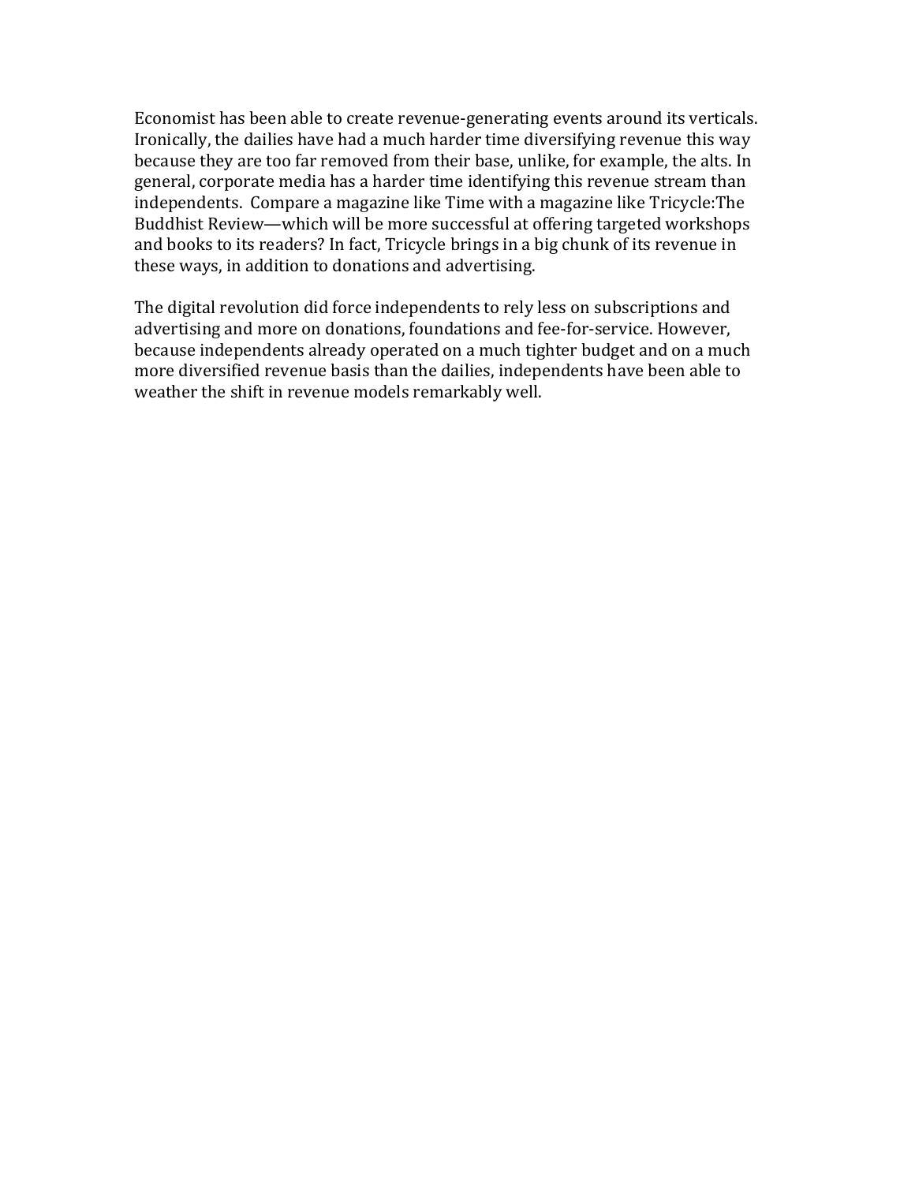Economist has been able to create revenue-generating events around its verticals. Ironically, the dailies have had a much harder time diversifying revenue this way because they are too far removed from their base, unlike, for example, the alts. In general, corporate media has a harder time identifying this revenue stream than independents. Compare a magazine like Time with a magazine like Tricycle:The Buddhist Review—which will be more successful at offering targeted workshops and books to its readers? In fact, Tricycle brings in a big chunk of its revenue in these ways, in addition to donations and advertising.

The digital revolution did force independents to rely less on subscriptions and advertising and more on donations, foundations and fee-for-service. However, because independents already operated on a much tighter budget and on a much more diversified revenue basis than the dailies, independents have been able to weather the shift in revenue models remarkably well.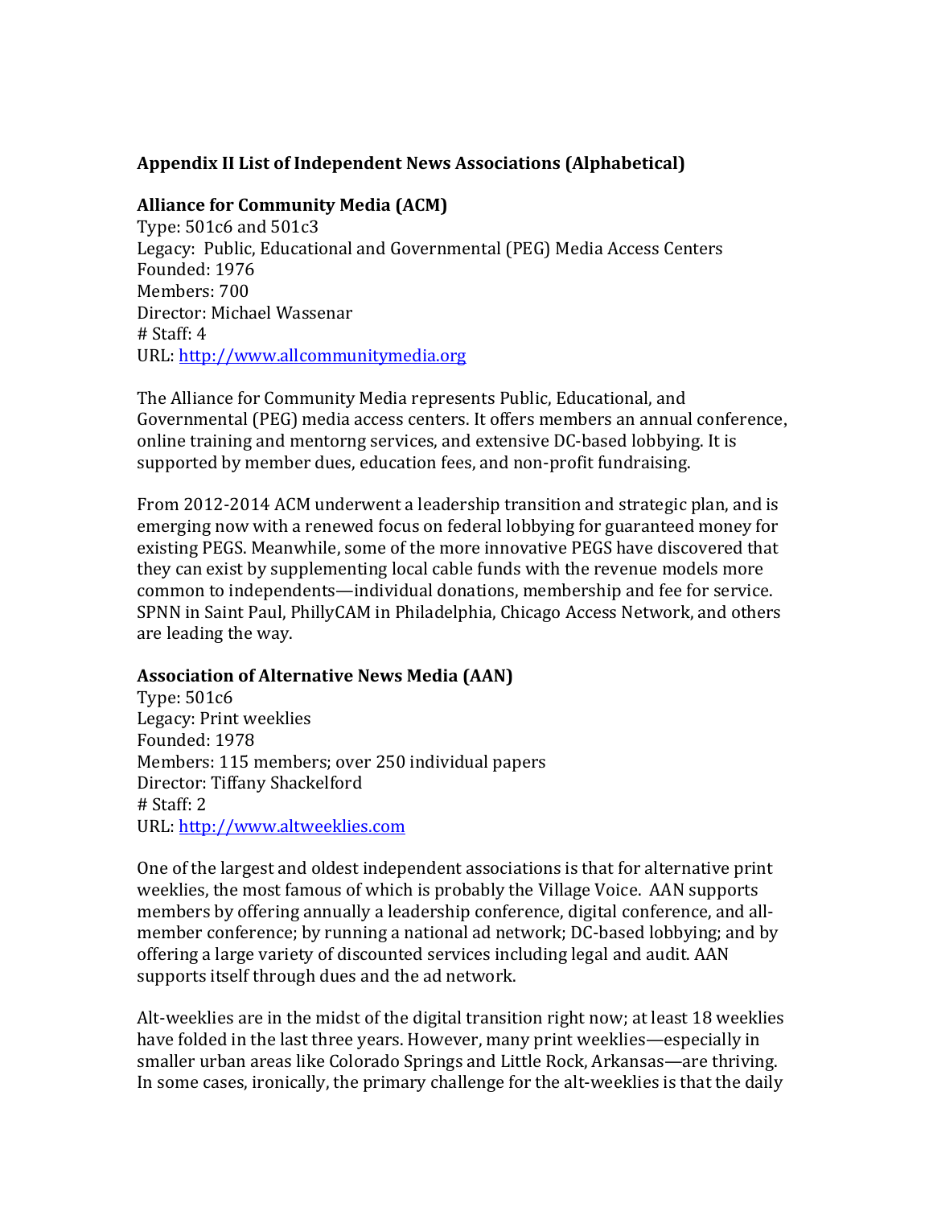## Appendix II List of Independent News Associations (Alphabetical)

**Alliance for Community Media (ACM)**
Type: 501c6 and 501c3
Legacy: Public, Educational and Governmental (PEG) Media Access Centers
Founded: 1976
Members: 700
Director: Michael Wassenar
# Staff: 4
URL: http://www.allcommunitymedia.org

The Alliance for Community Media represents Public, Educational, and Governmental (PEG) media access centers. It offers members an annual conference, online training and mentorng services, and extensive DC-based lobbying. It is supported by member dues, education fees, and non-profit fundraising.

From 2012-2014 ACM underwent a leadership transition and strategic plan, and is emerging now with a renewed focus on federal lobbying for guaranteed money for existing PEGS. Meanwhile, some of the more innovative PEGS have discovered that they can exist by supplementing local cable funds with the revenue models more common to independents—individual donations, membership and fee for service. SPNN in Saint Paul, PhillyCAM in Philadelphia, Chicago Access Network, and others are leading the way.

**Association of Alternative News Media (AAN)**
Type: 501c6
Legacy: Print weeklies
Founded: 1978
Members: 115 members; over 250 individual papers
Director: Tiffany Shackelford
# Staff: 2
URL: http://www.altweeklies.com

One of the largest and oldest independent associations is that for alternative print weeklies, the most famous of which is probably the Village Voice. AAN supports members by offering annually a leadership conference, digital conference, and all-member conference; by running a national ad network; DC-based lobbying; and by offering a large variety of discounted services including legal and audit. AAN supports itself through dues and the ad network.

Alt-weeklies are in the midst of the digital transition right now; at least 18 weeklies have folded in the last three years. However, many print weeklies—especially in smaller urban areas like Colorado Springs and Little Rock, Arkansas—are thriving. In some cases, ironically, the primary challenge for the alt-weeklies is that the daily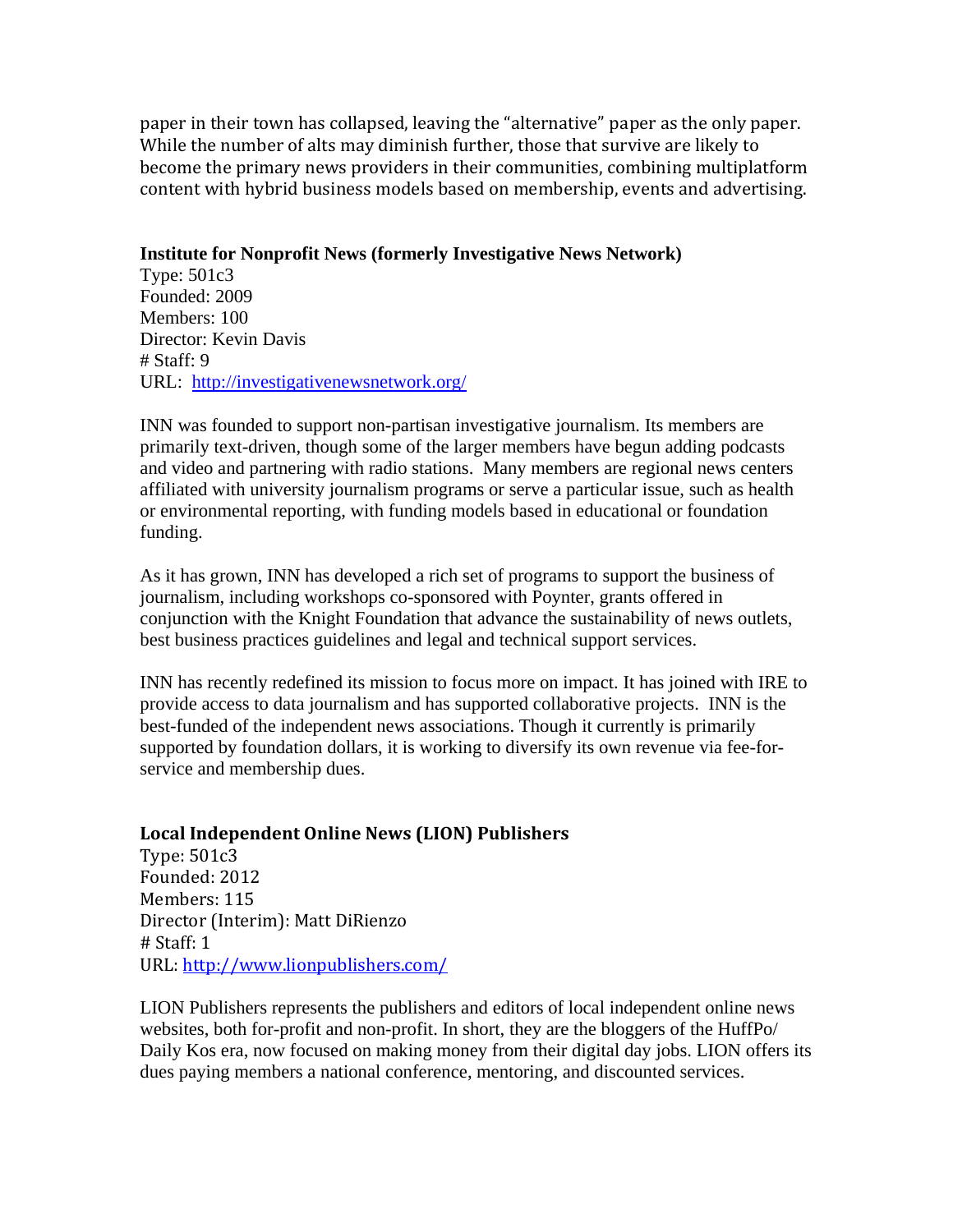paper in their town has collapsed, leaving the "alternative" paper as the only paper. While the number of alts may diminish further, those that survive are likely to become the primary news providers in their communities, combining multiplatform content with hybrid business models based on membership, events and advertising.

**Institute for Nonprofit News (formerly Investigative News Network)**

Type: 501c3
Founded: 2009
Members: 100
Director: Kevin Davis
# Staff: 9
URL: http://investigativenewsnetwork.org/

INN was founded to support non-partisan investigative journalism. Its members are primarily text-driven, though some of the larger members have begun adding podcasts and video and partnering with radio stations. Many members are regional news centers affiliated with university journalism programs or serve a particular issue, such as health or environmental reporting, with funding models based in educational or foundation funding.

As it has grown, INN has developed a rich set of programs to support the business of journalism, including workshops co-sponsored with Poynter, grants offered in conjunction with the Knight Foundation that advance the sustainability of news outlets, best business practices guidelines and legal and technical support services.

INN has recently redefined its mission to focus more on impact. It has joined with IRE to provide access to data journalism and has supported collaborative projects. INN is the best-funded of the independent news associations. Though it currently is primarily supported by foundation dollars, it is working to diversify its own revenue via fee-for-service and membership dues.

**Local Independent Online News (LION) Publishers**

Type: 501c3
Founded: 2012
Members: 115
Director (Interim): Matt DiRienzo
# Staff: 1
URL: http://www.lionpublishers.com/

LION Publishers represents the publishers and editors of local independent online news websites, both for-profit and non-profit. In short, they are the bloggers of the HuffPo/ Daily Kos era, now focused on making money from their digital day jobs. LION offers its dues paying members a national conference, mentoring, and discounted services.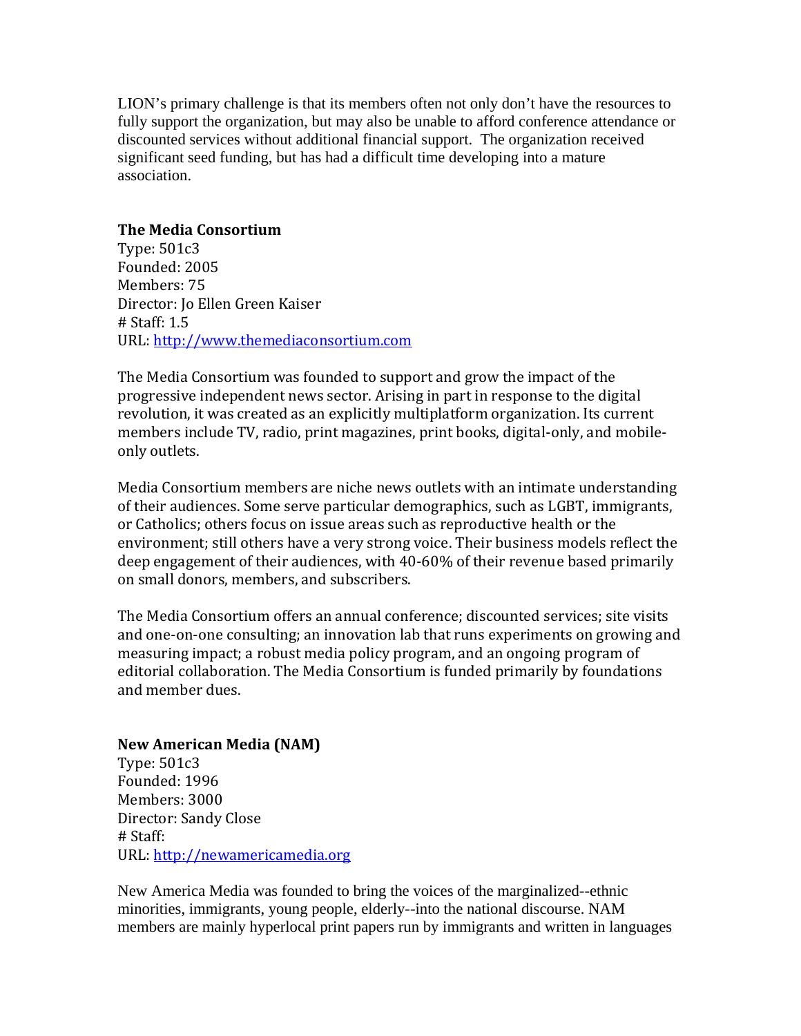LION's primary challenge is that its members often not only don't have the resources to fully support the organization, but may also be unable to afford conference attendance or discounted services without additional financial support. The organization received significant seed funding, but has had a difficult time developing into a mature association.

**The Media Consortium**
Type: 501c3
Founded: 2005
Members: 75
Director: Jo Ellen Green Kaiser
# Staff: 1.5
URL: http://www.themediaconsortium.com

The Media Consortium was founded to support and grow the impact of the progressive independent news sector. Arising in part in response to the digital revolution, it was created as an explicitly multiplatform organization. Its current members include TV, radio, print magazines, print books, digital-only, and mobile-only outlets.

Media Consortium members are niche news outlets with an intimate understanding of their audiences. Some serve particular demographics, such as LGBT, immigrants, or Catholics; others focus on issue areas such as reproductive health or the environment; still others have a very strong voice. Their business models reflect the deep engagement of their audiences, with 40-60% of their revenue based primarily on small donors, members, and subscribers.

The Media Consortium offers an annual conference; discounted services; site visits and one-on-one consulting; an innovation lab that runs experiments on growing and measuring impact; a robust media policy program, and an ongoing program of editorial collaboration. The Media Consortium is funded primarily by foundations and member dues.

**New American Media (NAM)**
Type: 501c3
Founded: 1996
Members: 3000
Director: Sandy Close
# Staff:
URL: http://newamericamedia.org

New America Media was founded to bring the voices of the marginalized--ethnic minorities, immigrants, young people, elderly--into the national discourse. NAM members are mainly hyperlocal print papers run by immigrants and written in languages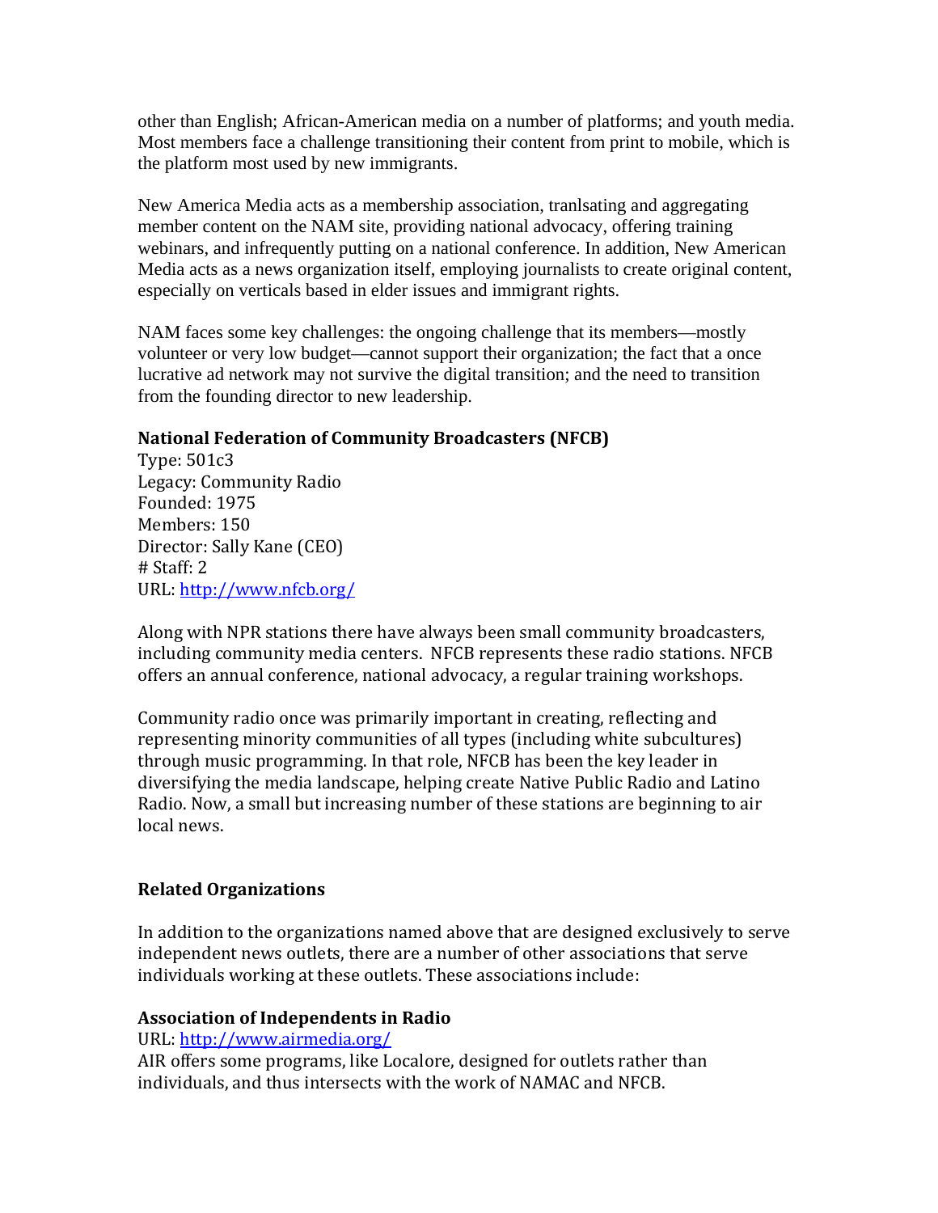other than English; African-American media on a number of platforms; and youth media. Most members face a challenge transitioning their content from print to mobile, which is the platform most used by new immigrants.

New America Media acts as a membership association, tranlsating and aggregating member content on the NAM site, providing national advocacy, offering training webinars, and infrequently putting on a national conference. In addition, New American Media acts as a news organization itself, employing journalists to create original content, especially on verticals based in elder issues and immigrant rights.

NAM faces some key challenges: the ongoing challenge that its members—mostly volunteer or very low budget—cannot support their organization; the fact that a once lucrative ad network may not survive the digital transition; and the need to transition from the founding director to new leadership.

**National Federation of Community Broadcasters (NFCB)**
Type: 501c3
Legacy: Community Radio
Founded: 1975
Members: 150
Director: Sally Kane (CEO)
# Staff: 2
URL: http://www.nfcb.org/

Along with NPR stations there have always been small community broadcasters, including community media centers. NFCB represents these radio stations. NFCB offers an annual conference, national advocacy, a regular training workshops.

Community radio once was primarily important in creating, reflecting and representing minority communities of all types (including white subcultures) through music programming. In that role, NFCB has been the key leader in diversifying the media landscape, helping create Native Public Radio and Latino Radio. Now, a small but increasing number of these stations are beginning to air local news.

## Related Organizations

In addition to the organizations named above that are designed exclusively to serve independent news outlets, there are a number of other associations that serve individuals working at these outlets. These associations include:

**Association of Independents in Radio**
URL: http://www.airmedia.org/
AIR offers some programs, like Localore, designed for outlets rather than individuals, and thus intersects with the work of NAMAC and NFCB.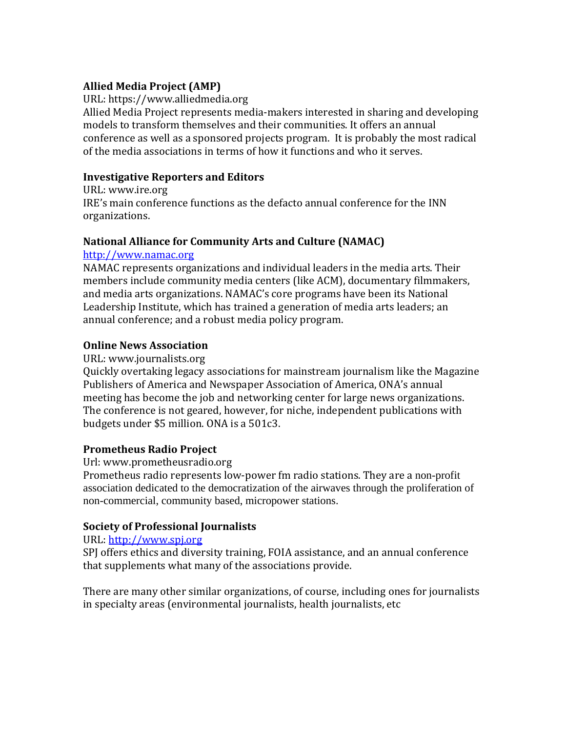**Allied Media Project (AMP)**

URL: https://www.alliedmedia.org

Allied Media Project represents media-makers interested in sharing and developing models to transform themselves and their communities. It offers an annual conference as well as a sponsored projects program. It is probably the most radical of the media associations in terms of how it functions and who it serves.

**Investigative Reporters and Editors**

URL: www.ire.org

IRE's main conference functions as the defacto annual conference for the INN organizations.

**National Alliance for Community Arts and Culture (NAMAC)**

[http://www.namac.org](http://www.namac.org)

NAMAC represents organizations and individual leaders in the media arts. Their members include community media centers (like ACM), documentary filmmakers, and media arts organizations. NAMAC's core programs have been its National Leadership Institute, which has trained a generation of media arts leaders; an annual conference; and a robust media policy program.

**Online News Association**

URL: www.journalists.org

Quickly overtaking legacy associations for mainstream journalism like the Magazine Publishers of America and Newspaper Association of America, ONA's annual meeting has become the job and networking center for large news organizations. The conference is not geared, however, for niche, independent publications with budgets under $5 million. ONA is a 501c3.

**Prometheus Radio Project**

Url: www.prometheusradio.org

Prometheus radio represents low-power fm radio stations. They are a non-profit association dedicated to the democratization of the airwaves through the proliferation of non-commercial, community based, micropower stations.

**Society of Professional Journalists**

URL: [http://www.spj.org](http://www.spj.org)

SPJ offers ethics and diversity training, FOIA assistance, and an annual conference that supplements what many of the associations provide.

There are many other similar organizations, of course, including ones for journalists in specialty areas (environmental journalists, health journalists, etc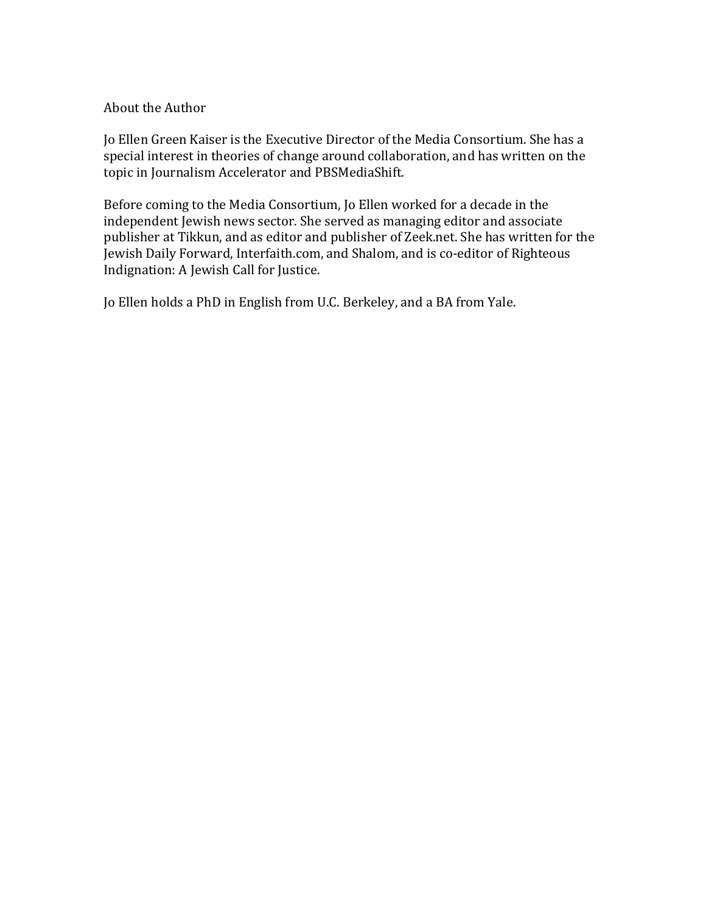## About the Author

Jo Ellen Green Kaiser is the Executive Director of the Media Consortium. She has a special interest in theories of change around collaboration, and has written on the topic in Journalism Accelerator and PBSMediaShift.

Before coming to the Media Consortium, Jo Ellen worked for a decade in the independent Jewish news sector. She served as managing editor and associate publisher at Tikkun, and as editor and publisher of Zeek.net. She has written for the Jewish Daily Forward, Interfaith.com, and Shalom, and is co-editor of Righteous Indignation: A Jewish Call for Justice.

Jo Ellen holds a PhD in English from U.C. Berkeley, and a BA from Yale.